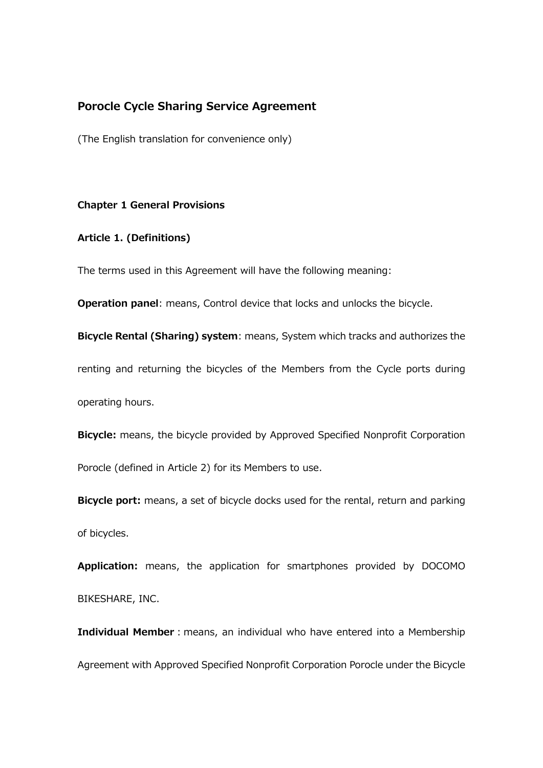# Porocle Cycle Sharing Service Agreement

(The English translation for convenience only)

## Chapter 1 General Provisions

### Article 1. (Definitions)

The terms used in this Agreement will have the following meaning:

**Operation panel**: means, Control device that locks and unlocks the bicycle.

**Bicycle Rental (Sharing) system**: means, System which tracks and authorizes the renting and returning the bicycles of the Members from the Cycle ports during operating hours.

**Bicycle:** means, the bicycle provided by Approved Specified Nonprofit Corporation Porocle (defined in Article 2) for its Members to use.

**Bicycle port:** means, a set of bicycle docks used for the rental, return and parking of bicycles.

**Application:** means, the application for smartphones provided by DOCOMO BIKESHARE, INC.

**Individual Member**：means, an individual who have entered into a Membership Agreement with Approved Specified Nonprofit Corporation Porocle under the Bicycle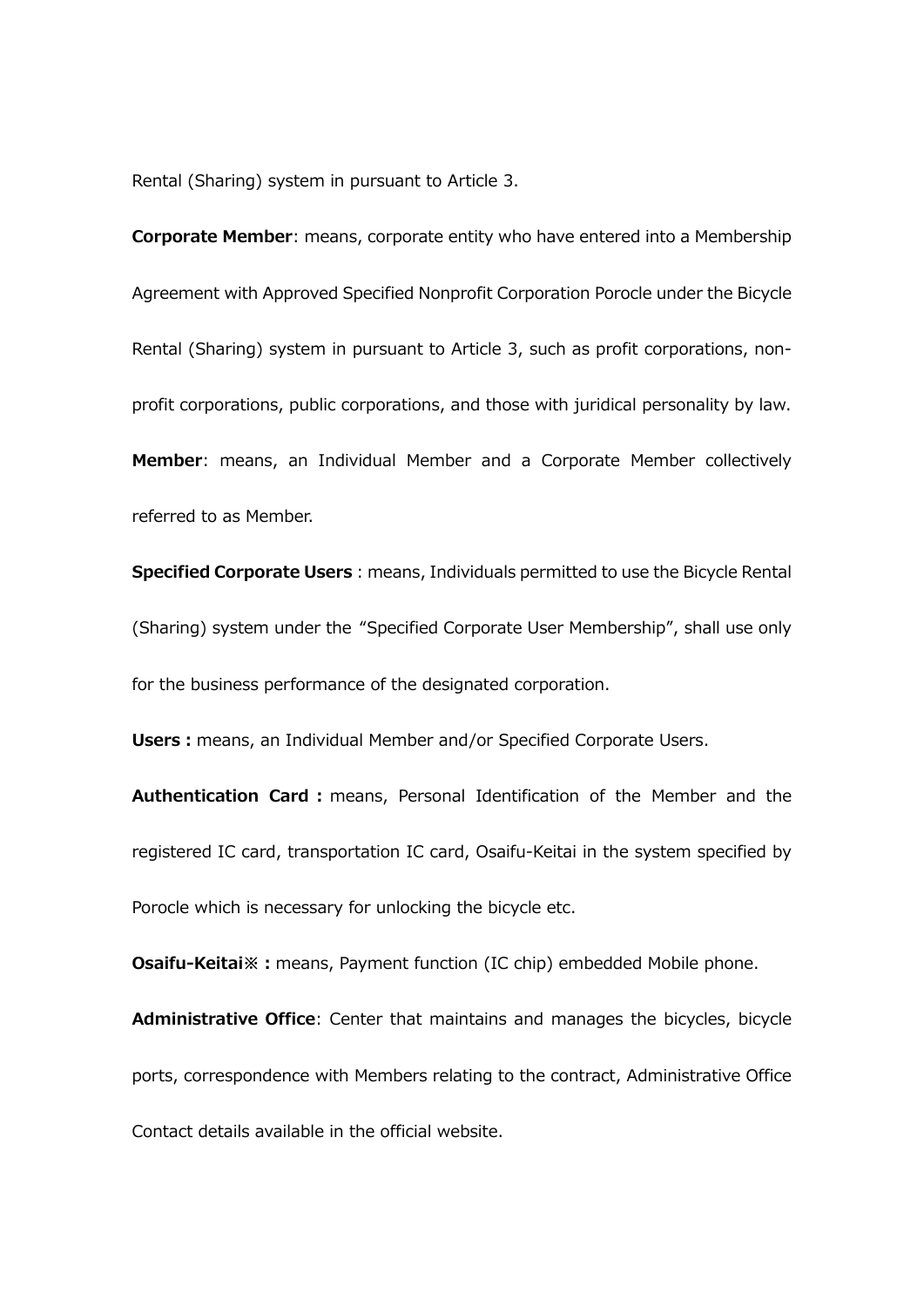Rental (Sharing) system in pursuant to Article 3.

**Corporate Member**: means, corporate entity who have entered into a Membership Agreement with Approved Specified Nonprofit Corporation Porocle under the Bicycle Rental (Sharing) system in pursuant to Article 3, such as profit corporations, non-profit corporations, public corporations, and those with juridical personality by law.

**Member**: means, an Individual Member and a Corporate Member collectively referred to as Member.

**Specified Corporate Users** : means, Individuals permitted to use the Bicycle Rental (Sharing) system under the "Specified Corporate User Membership", shall use only for the business performance of the designated corporation.

**Users :** means, an Individual Member and/or Specified Corporate Users.

**Authentication Card :** means, Personal Identification of the Member and the registered IC card, transportation IC card, Osaifu-Keitai in the system specified by Porocle which is necessary for unlocking the bicycle etc.

**Osaifu-Keitai※ :** means, Payment function (IC chip) embedded Mobile phone.

**Administrative Office**: Center that maintains and manages the bicycles, bicycle ports, correspondence with Members relating to the contract, Administrative Office Contact details available in the official website.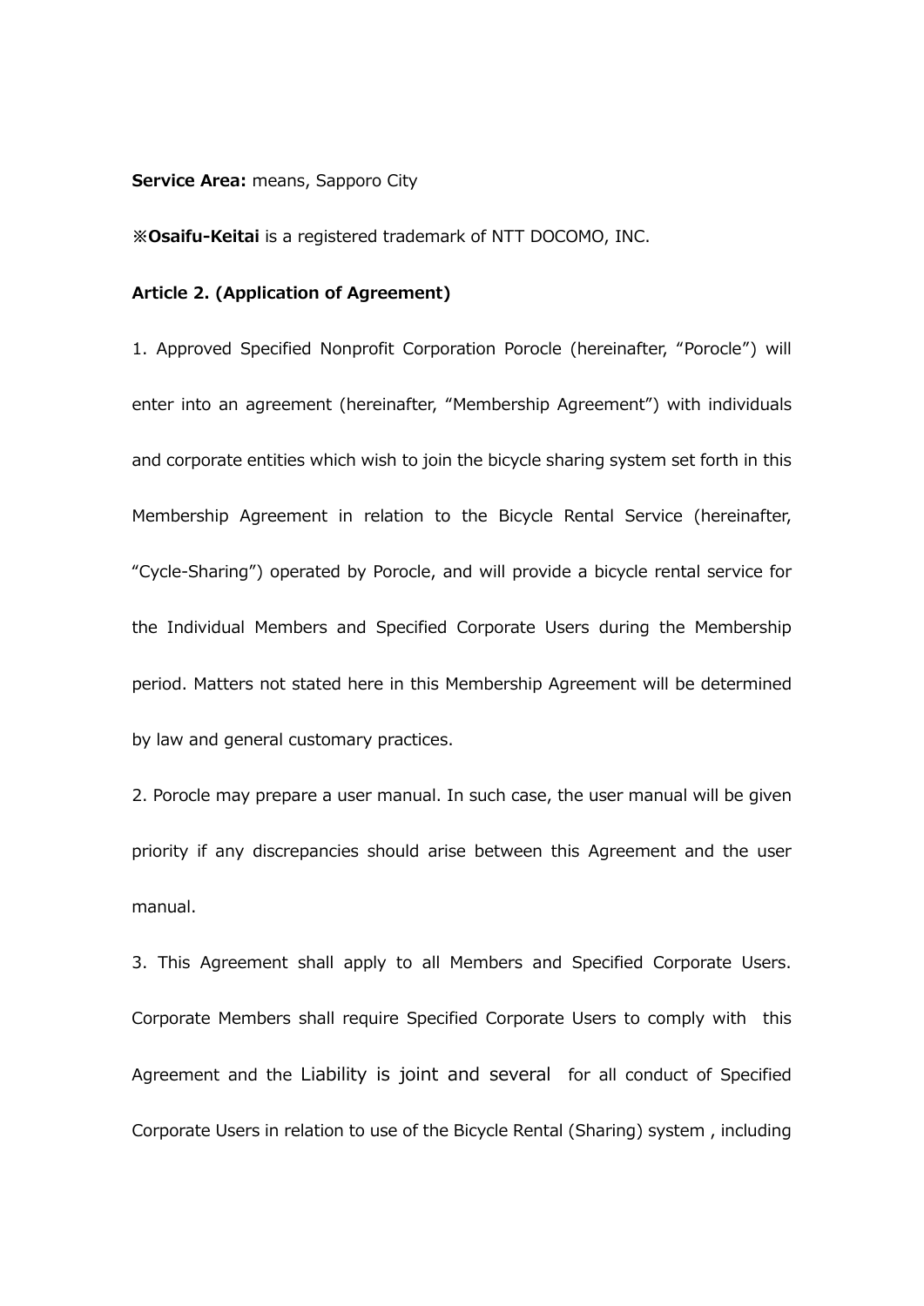**Service Area:** means, Sapporo City

※**Osaifu-Keitai** is a registered trademark of NTT DOCOMO, INC.

**Article 2. (Application of Agreement)**

1. Approved Specified Nonprofit Corporation Porocle (hereinafter, "Porocle") will enter into an agreement (hereinafter, "Membership Agreement") with individuals and corporate entities which wish to join the bicycle sharing system set forth in this Membership Agreement in relation to the Bicycle Rental Service (hereinafter, "Cycle-Sharing") operated by Porocle, and will provide a bicycle rental service for the Individual Members and Specified Corporate Users during the Membership period. Matters not stated here in this Membership Agreement will be determined by law and general customary practices.

2. Porocle may prepare a user manual. In such case, the user manual will be given priority if any discrepancies should arise between this Agreement and the user manual.

3. This Agreement shall apply to all Members and Specified Corporate Users. Corporate Members shall require Specified Corporate Users to comply with this Agreement and the Liability is joint and several for all conduct of Specified Corporate Users in relation to use of the Bicycle Rental (Sharing) system , including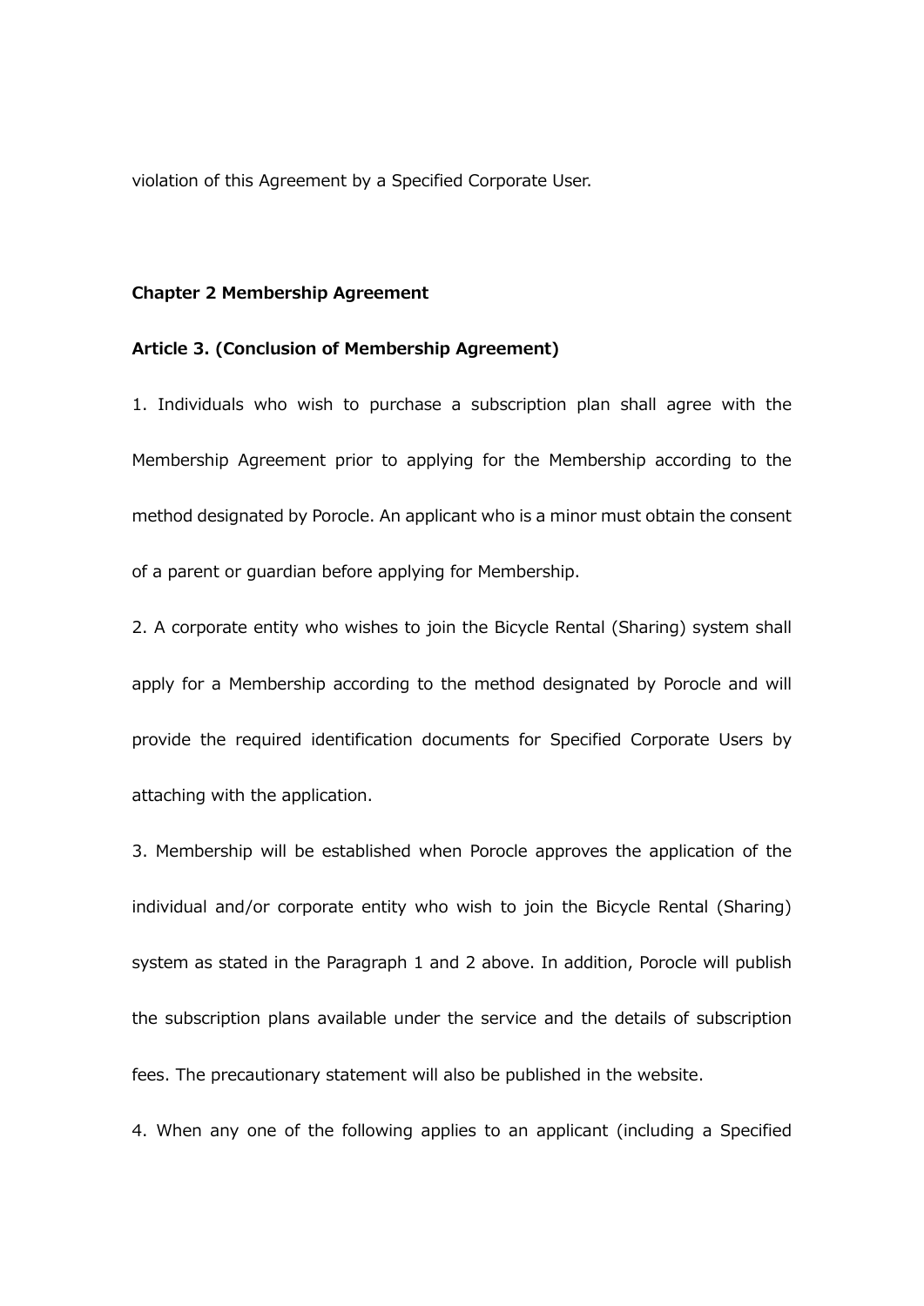violation of this Agreement by a Specified Corporate User.

## Chapter 2 Membership Agreement

### Article 3. (Conclusion of Membership Agreement)

1. Individuals who wish to purchase a subscription plan shall agree with the Membership Agreement prior to applying for the Membership according to the method designated by Porocle. An applicant who is a minor must obtain the consent of a parent or guardian before applying for Membership.

2. A corporate entity who wishes to join the Bicycle Rental (Sharing) system shall apply for a Membership according to the method designated by Porocle and will provide the required identification documents for Specified Corporate Users by attaching with the application.

3. Membership will be established when Porocle approves the application of the individual and/or corporate entity who wish to join the Bicycle Rental (Sharing) system as stated in the Paragraph 1 and 2 above. In addition, Porocle will publish the subscription plans available under the service and the details of subscription fees. The precautionary statement will also be published in the website.

4. When any one of the following applies to an applicant (including a Specified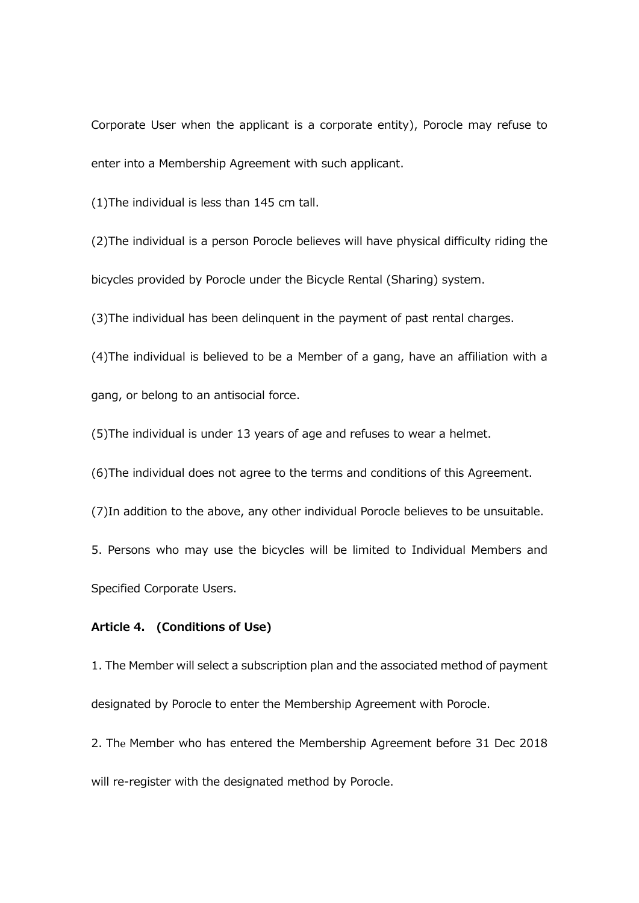Corporate User when the applicant is a corporate entity), Porocle may refuse to enter into a Membership Agreement with such applicant.

(1)The individual is less than 145 cm tall.

(2)The individual is a person Porocle believes will have physical difficulty riding the bicycles provided by Porocle under the Bicycle Rental (Sharing) system.

(3)The individual has been delinquent in the payment of past rental charges.

(4)The individual is believed to be a Member of a gang, have an affiliation with a gang, or belong to an antisocial force.

(5)The individual is under 13 years of age and refuses to wear a helmet.

(6)The individual does not agree to the terms and conditions of this Agreement.

(7)In addition to the above, any other individual Porocle believes to be unsuitable.

5. Persons who may use the bicycles will be limited to Individual Members and Specified Corporate Users.

**Article 4. (Conditions of Use)**

1. The Member will select a subscription plan and the associated method of payment designated by Porocle to enter the Membership Agreement with Porocle.

2. The Member who has entered the Membership Agreement before 31 Dec 2018 will re-register with the designated method by Porocle.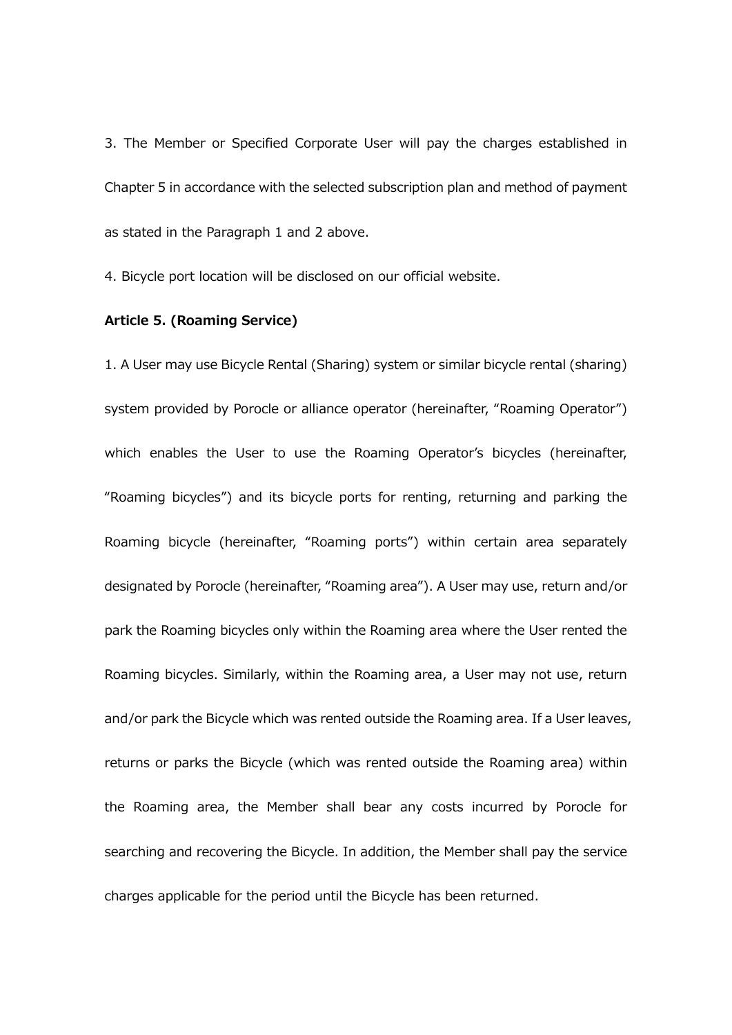3. The Member or Specified Corporate User will pay the charges established in Chapter 5 in accordance with the selected subscription plan and method of payment as stated in the Paragraph 1 and 2 above.

4. Bicycle port location will be disclosed on our official website.

**Article 5. (Roaming Service)**

1. A User may use Bicycle Rental (Sharing) system or similar bicycle rental (sharing) system provided by Porocle or alliance operator (hereinafter, "Roaming Operator") which enables the User to use the Roaming Operator's bicycles (hereinafter, "Roaming bicycles") and its bicycle ports for renting, returning and parking the Roaming bicycle (hereinafter, "Roaming ports") within certain area separately designated by Porocle (hereinafter, "Roaming area"). A User may use, return and/or park the Roaming bicycles only within the Roaming area where the User rented the Roaming bicycles. Similarly, within the Roaming area, a User may not use, return and/or park the Bicycle which was rented outside the Roaming area. If a User leaves, returns or parks the Bicycle (which was rented outside the Roaming area) within the Roaming area, the Member shall bear any costs incurred by Porocle for searching and recovering the Bicycle. In addition, the Member shall pay the service charges applicable for the period until the Bicycle has been returned.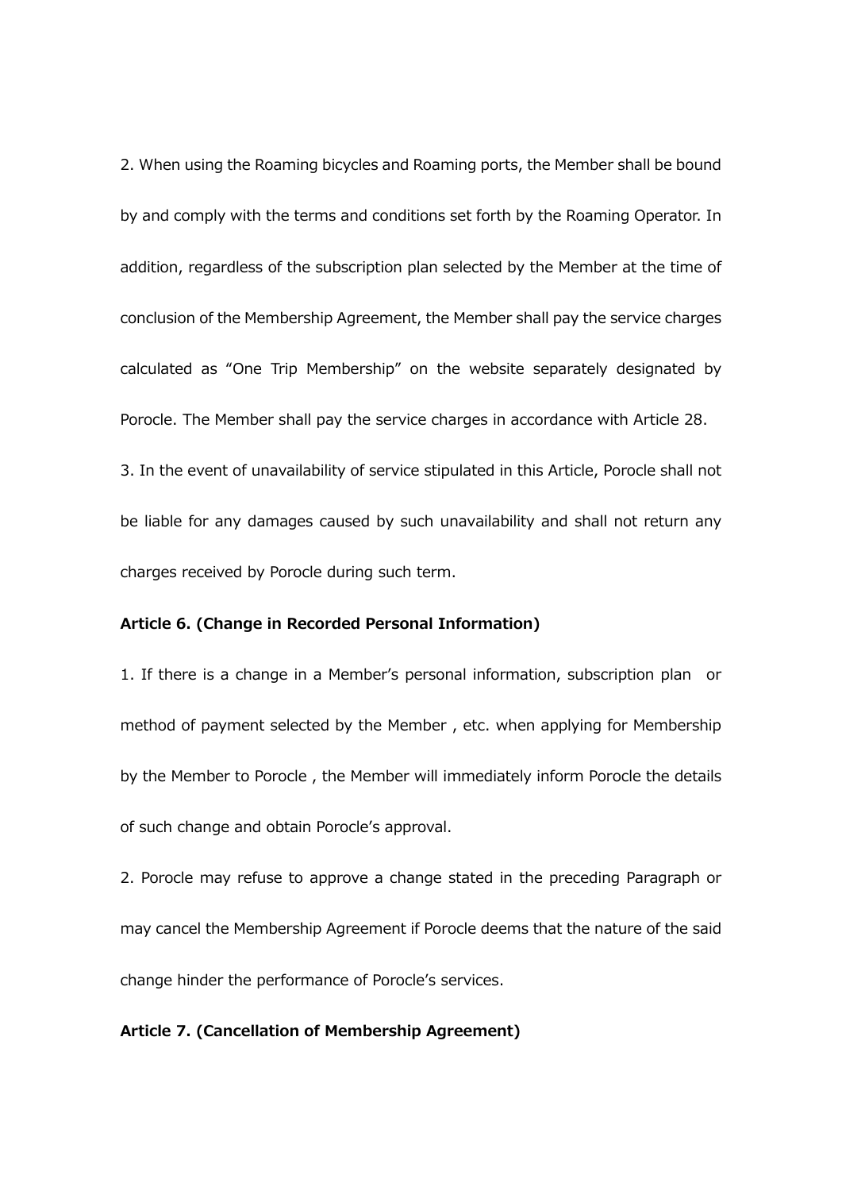2. When using the Roaming bicycles and Roaming ports, the Member shall be bound by and comply with the terms and conditions set forth by the Roaming Operator. In addition, regardless of the subscription plan selected by the Member at the time of conclusion of the Membership Agreement, the Member shall pay the service charges calculated as "One Trip Membership" on the website separately designated by Porocle. The Member shall pay the service charges in accordance with Article 28.

3. In the event of unavailability of service stipulated in this Article, Porocle shall not be liable for any damages caused by such unavailability and shall not return any charges received by Porocle during such term.

**Article 6. (Change in Recorded Personal Information)**

1. If there is a change in a Member's personal information, subscription plan or method of payment selected by the Member , etc. when applying for Membership by the Member to Porocle , the Member will immediately inform Porocle the details of such change and obtain Porocle's approval.

2. Porocle may refuse to approve a change stated in the preceding Paragraph or may cancel the Membership Agreement if Porocle deems that the nature of the said change hinder the performance of Porocle's services.

**Article 7. (Cancellation of Membership Agreement)**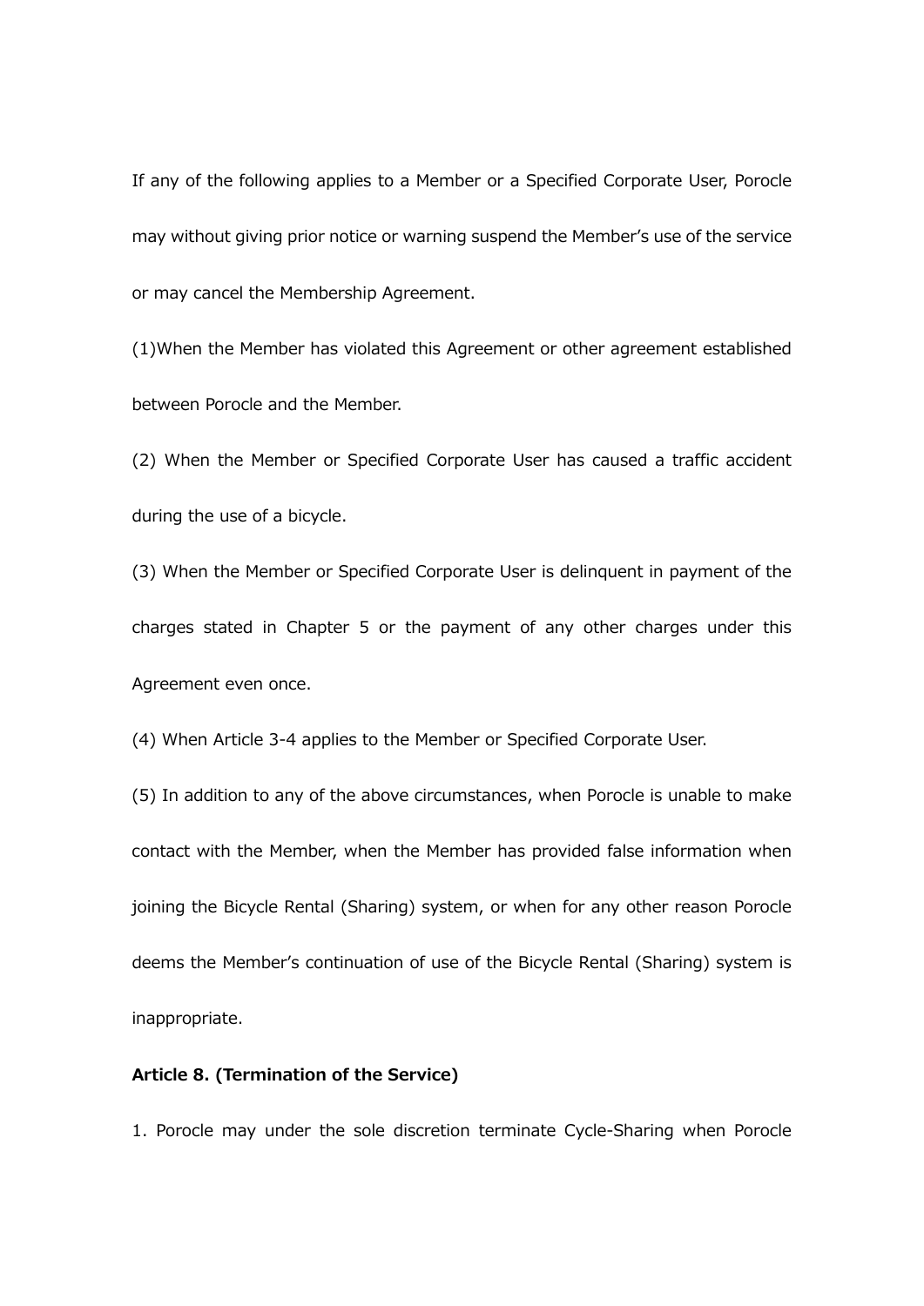If any of the following applies to a Member or a Specified Corporate User, Porocle may without giving prior notice or warning suspend the Member's use of the service or may cancel the Membership Agreement.

(1)When the Member has violated this Agreement or other agreement established between Porocle and the Member.

(2) When the Member or Specified Corporate User has caused a traffic accident during the use of a bicycle.

(3) When the Member or Specified Corporate User is delinquent in payment of the charges stated in Chapter 5 or the payment of any other charges under this Agreement even once.

(4) When Article 3-4 applies to the Member or Specified Corporate User.

(5) In addition to any of the above circumstances, when Porocle is unable to make contact with the Member, when the Member has provided false information when joining the Bicycle Rental (Sharing) system, or when for any other reason Porocle deems the Member's continuation of use of the Bicycle Rental (Sharing) system is inappropriate.

**Article 8. (Termination of the Service)**

1. Porocle may under the sole discretion terminate Cycle-Sharing when Porocle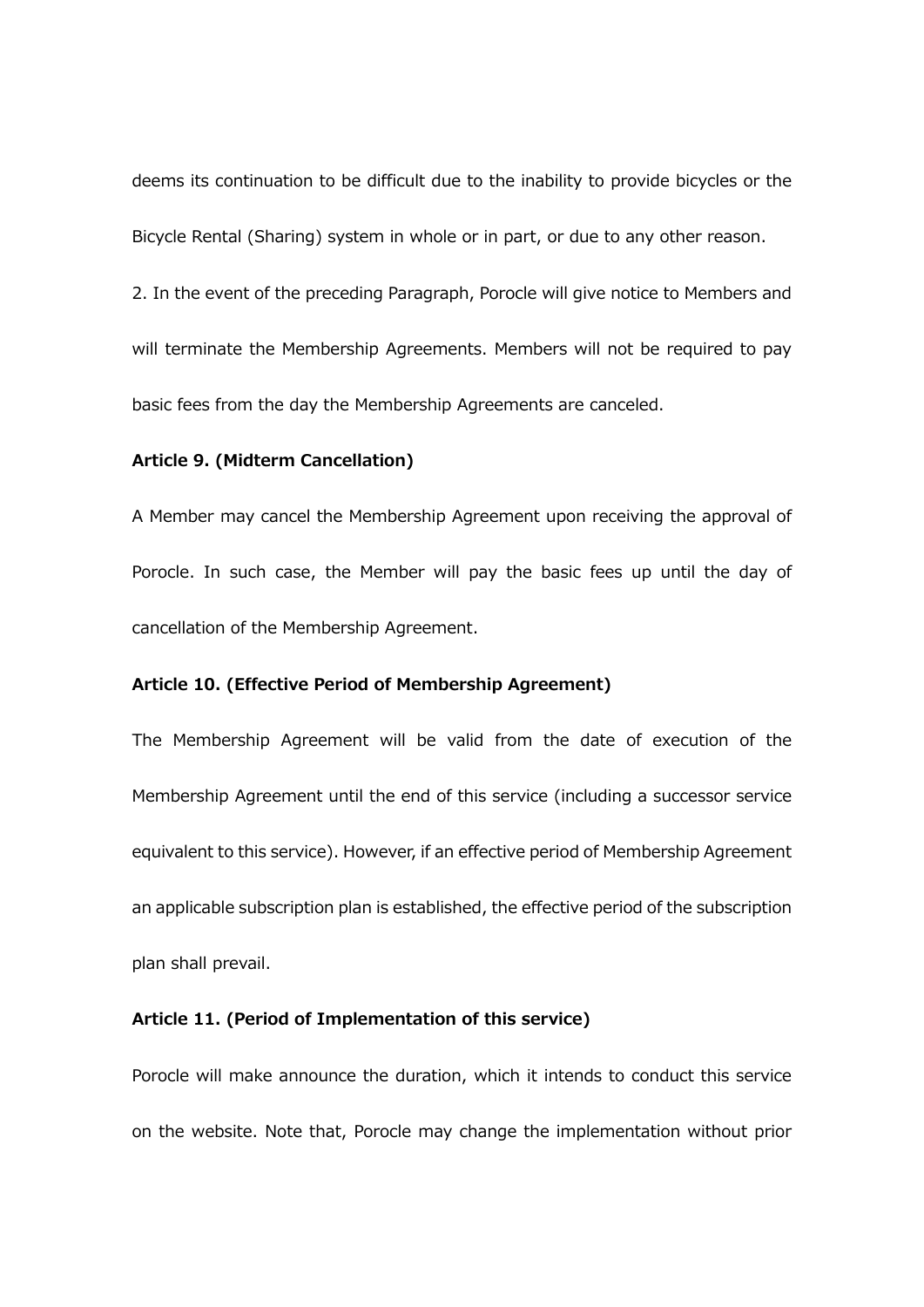deems its continuation to be difficult due to the inability to provide bicycles or the Bicycle Rental (Sharing) system in whole or in part, or due to any other reason.

2. In the event of the preceding Paragraph, Porocle will give notice to Members and will terminate the Membership Agreements. Members will not be required to pay basic fees from the day the Membership Agreements are canceled.

**Article 9. (Midterm Cancellation)**

A Member may cancel the Membership Agreement upon receiving the approval of Porocle. In such case, the Member will pay the basic fees up until the day of cancellation of the Membership Agreement.

**Article 10. (Effective Period of Membership Agreement)**

The Membership Agreement will be valid from the date of execution of the Membership Agreement until the end of this service (including a successor service equivalent to this service). However, if an effective period of Membership Agreement an applicable subscription plan is established, the effective period of the subscription plan shall prevail.

**Article 11. (Period of Implementation of this service)**

Porocle will make announce the duration, which it intends to conduct this service on the website. Note that, Porocle may change the implementation without prior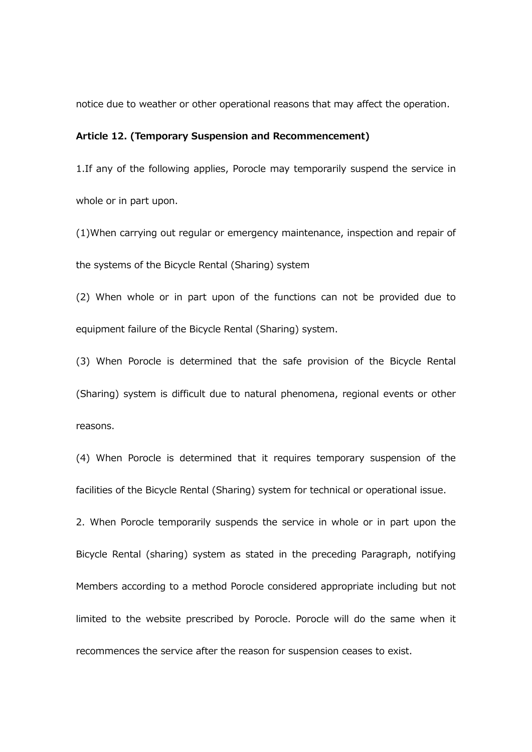notice due to weather or other operational reasons that may affect the operation.

**Article 12. (Temporary Suspension and Recommencement)**

1.If any of the following applies, Porocle may temporarily suspend the service in whole or in part upon.

(1)When carrying out regular or emergency maintenance, inspection and repair of the systems of the Bicycle Rental (Sharing) system

(2) When whole or in part upon of the functions can not be provided due to equipment failure of the Bicycle Rental (Sharing) system.

(3) When Porocle is determined that the safe provision of the Bicycle Rental (Sharing) system is difficult due to natural phenomena, regional events or other reasons.

(4) When Porocle is determined that it requires temporary suspension of the facilities of the Bicycle Rental (Sharing) system for technical or operational issue.

2. When Porocle temporarily suspends the service in whole or in part upon the Bicycle Rental (sharing) system as stated in the preceding Paragraph, notifying Members according to a method Porocle considered appropriate including but not limited to the website prescribed by Porocle. Porocle will do the same when it recommences the service after the reason for suspension ceases to exist.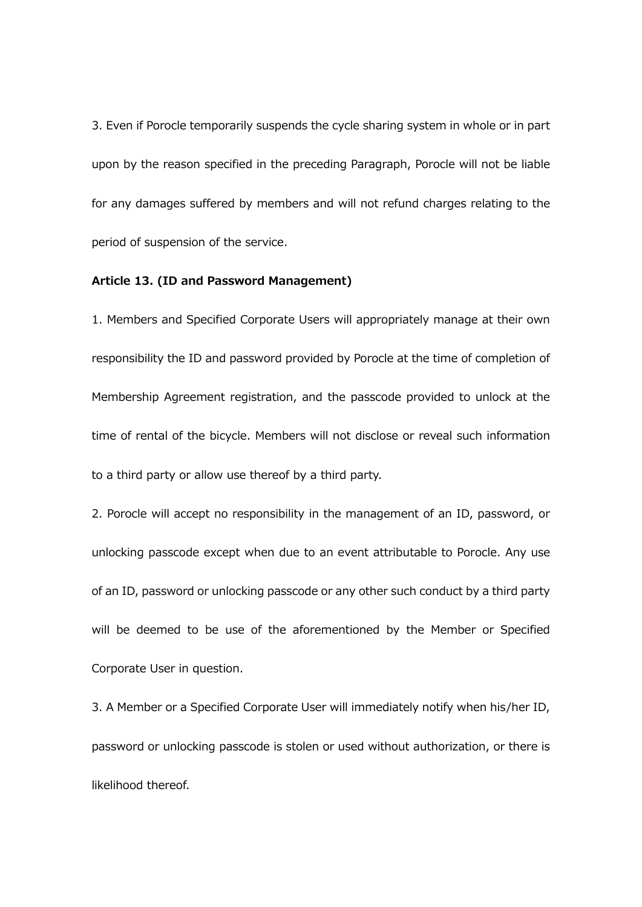3. Even if Porocle temporarily suspends the cycle sharing system in whole or in part upon by the reason specified in the preceding Paragraph, Porocle will not be liable for any damages suffered by members and will not refund charges relating to the period of suspension of the service.

**Article 13. (ID and Password Management)**

1. Members and Specified Corporate Users will appropriately manage at their own responsibility the ID and password provided by Porocle at the time of completion of Membership Agreement registration, and the passcode provided to unlock at the time of rental of the bicycle. Members will not disclose or reveal such information to a third party or allow use thereof by a third party.

2. Porocle will accept no responsibility in the management of an ID, password, or unlocking passcode except when due to an event attributable to Porocle. Any use of an ID, password or unlocking passcode or any other such conduct by a third party will be deemed to be use of the aforementioned by the Member or Specified Corporate User in question.

3. A Member or a Specified Corporate User will immediately notify when his/her ID, password or unlocking passcode is stolen or used without authorization, or there is likelihood thereof.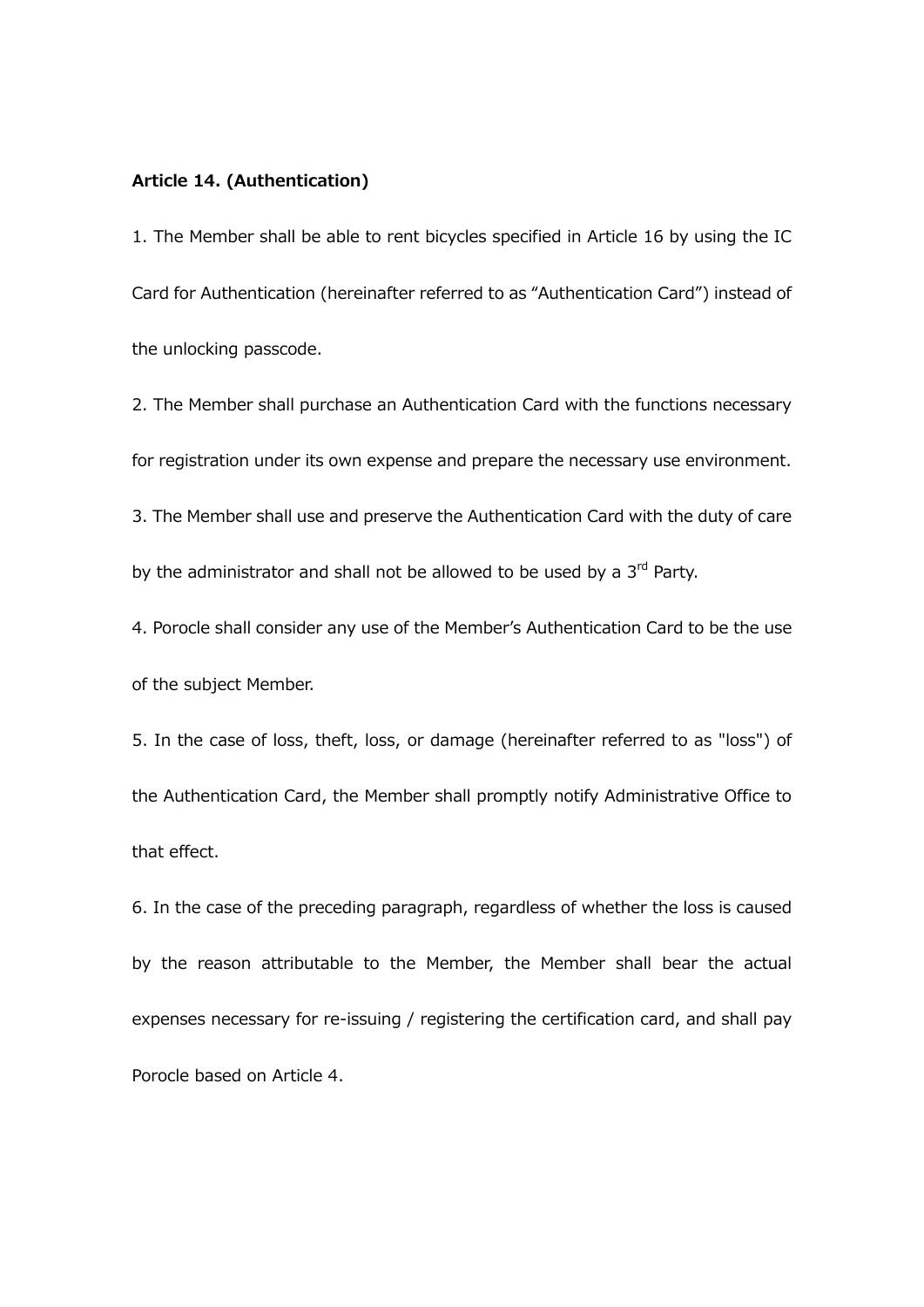**Article 14. (Authentication)**

1. The Member shall be able to rent bicycles specified in Article 16 by using the IC Card for Authentication (hereinafter referred to as “Authentication Card”) instead of the unlocking passcode.

2. The Member shall purchase an Authentication Card with the functions necessary for registration under its own expense and prepare the necessary use environment.

3. The Member shall use and preserve the Authentication Card with the duty of care by the administrator and shall not be allowed to be used by a 3rd Party.

4. Porocle shall consider any use of the Member’s Authentication Card to be the use of the subject Member.

5. In the case of loss, theft, loss, or damage (hereinafter referred to as "loss") of the Authentication Card, the Member shall promptly notify Administrative Office to that effect.

6. In the case of the preceding paragraph, regardless of whether the loss is caused by the reason attributable to the Member, the Member shall bear the actual expenses necessary for re-issuing / registering the certification card, and shall pay Porocle based on Article 4.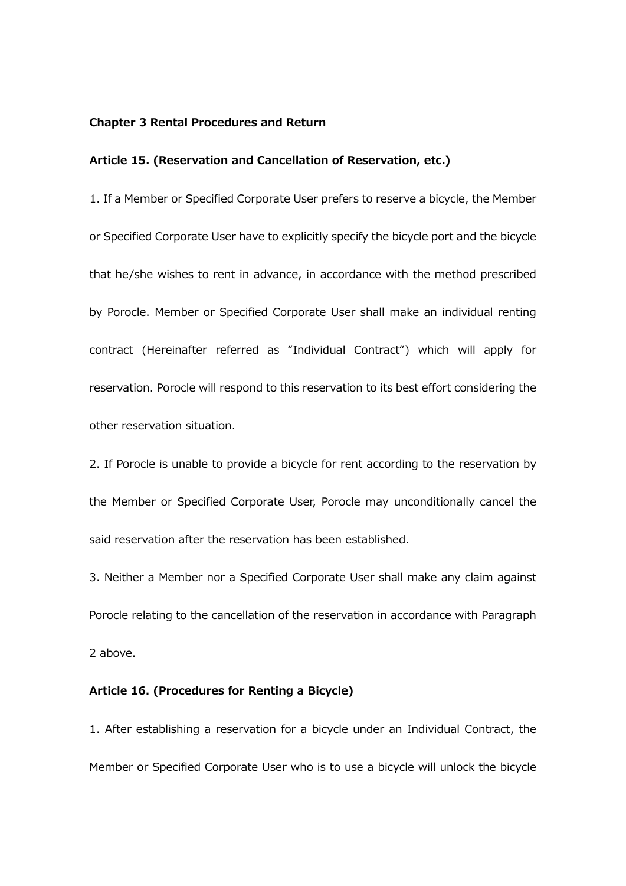**Chapter 3 Rental Procedures and Return**

**Article 15. (Reservation and Cancellation of Reservation, etc.)**

1. If a Member or Specified Corporate User prefers to reserve a bicycle, the Member or Specified Corporate User have to explicitly specify the bicycle port and the bicycle that he/she wishes to rent in advance, in accordance with the method prescribed by Porocle. Member or Specified Corporate User shall make an individual renting contract (Hereinafter referred as "Individual Contract") which will apply for reservation. Porocle will respond to this reservation to its best effort considering the other reservation situation.

2. If Porocle is unable to provide a bicycle for rent according to the reservation by the Member or Specified Corporate User, Porocle may unconditionally cancel the said reservation after the reservation has been established.

3. Neither a Member nor a Specified Corporate User shall make any claim against Porocle relating to the cancellation of the reservation in accordance with Paragraph 2 above.

**Article 16. (Procedures for Renting a Bicycle)**

1. After establishing a reservation for a bicycle under an Individual Contract, the Member or Specified Corporate User who is to use a bicycle will unlock the bicycle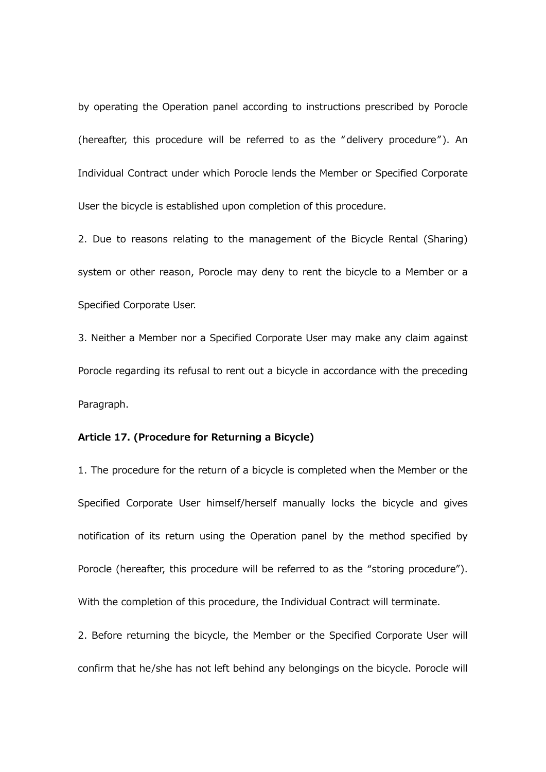by operating the Operation panel according to instructions prescribed by Porocle (hereafter, this procedure will be referred to as the "delivery procedure"). An Individual Contract under which Porocle lends the Member or Specified Corporate User the bicycle is established upon completion of this procedure.

2. Due to reasons relating to the management of the Bicycle Rental (Sharing) system or other reason, Porocle may deny to rent the bicycle to a Member or a Specified Corporate User.

3. Neither a Member nor a Specified Corporate User may make any claim against Porocle regarding its refusal to rent out a bicycle in accordance with the preceding Paragraph.

**Article 17. (Procedure for Returning a Bicycle)**

1. The procedure for the return of a bicycle is completed when the Member or the Specified Corporate User himself/herself manually locks the bicycle and gives notification of its return using the Operation panel by the method specified by Porocle (hereafter, this procedure will be referred to as the "storing procedure"). With the completion of this procedure, the Individual Contract will terminate.

2. Before returning the bicycle, the Member or the Specified Corporate User will confirm that he/she has not left behind any belongings on the bicycle. Porocle will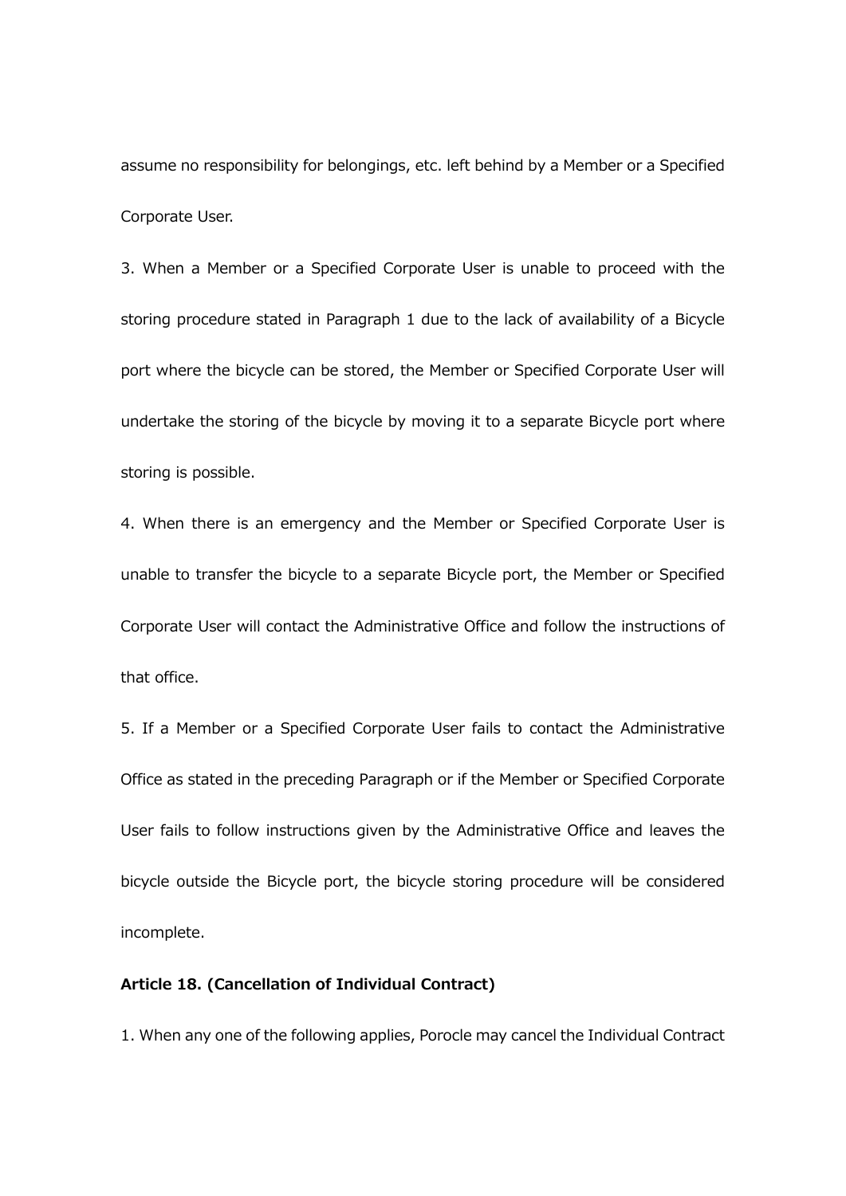assume no responsibility for belongings, etc. left behind by a Member or a Specified Corporate User.

3. When a Member or a Specified Corporate User is unable to proceed with the storing procedure stated in Paragraph 1 due to the lack of availability of a Bicycle port where the bicycle can be stored, the Member or Specified Corporate User will undertake the storing of the bicycle by moving it to a separate Bicycle port where storing is possible.

4. When there is an emergency and the Member or Specified Corporate User is unable to transfer the bicycle to a separate Bicycle port, the Member or Specified Corporate User will contact the Administrative Office and follow the instructions of that office.

5. If a Member or a Specified Corporate User fails to contact the Administrative Office as stated in the preceding Paragraph or if the Member or Specified Corporate User fails to follow instructions given by the Administrative Office and leaves the bicycle outside the Bicycle port, the bicycle storing procedure will be considered incomplete.

**Article 18. (Cancellation of Individual Contract)**

1. When any one of the following applies, Porocle may cancel the Individual Contract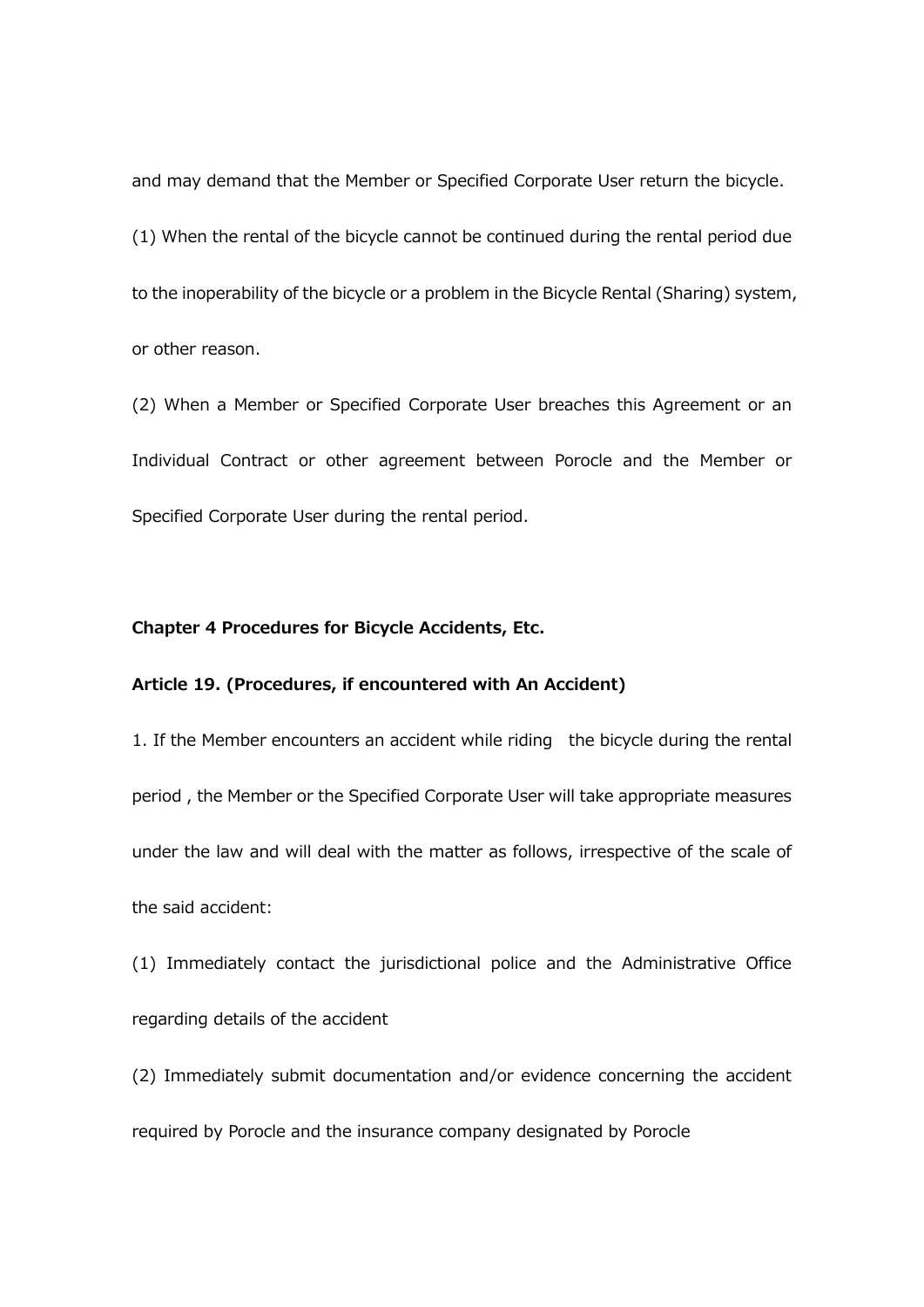and may demand that the Member or Specified Corporate User return the bicycle.

(1) When the rental of the bicycle cannot be continued during the rental period due to the inoperability of the bicycle or a problem in the Bicycle Rental (Sharing) system, or other reason.

(2) When a Member or Specified Corporate User breaches this Agreement or an Individual Contract or other agreement between Porocle and the Member or Specified Corporate User during the rental period.

## Chapter 4 Procedures for Bicycle Accidents, Etc.

### Article 19. (Procedures, if encountered with An Accident)

1. If the Member encounters an accident while riding the bicycle during the rental period , the Member or the Specified Corporate User will take appropriate measures under the law and will deal with the matter as follows, irrespective of the scale of the said accident:

(1) Immediately contact the jurisdictional police and the Administrative Office regarding details of the accident

(2) Immediately submit documentation and/or evidence concerning the accident required by Porocle and the insurance company designated by Porocle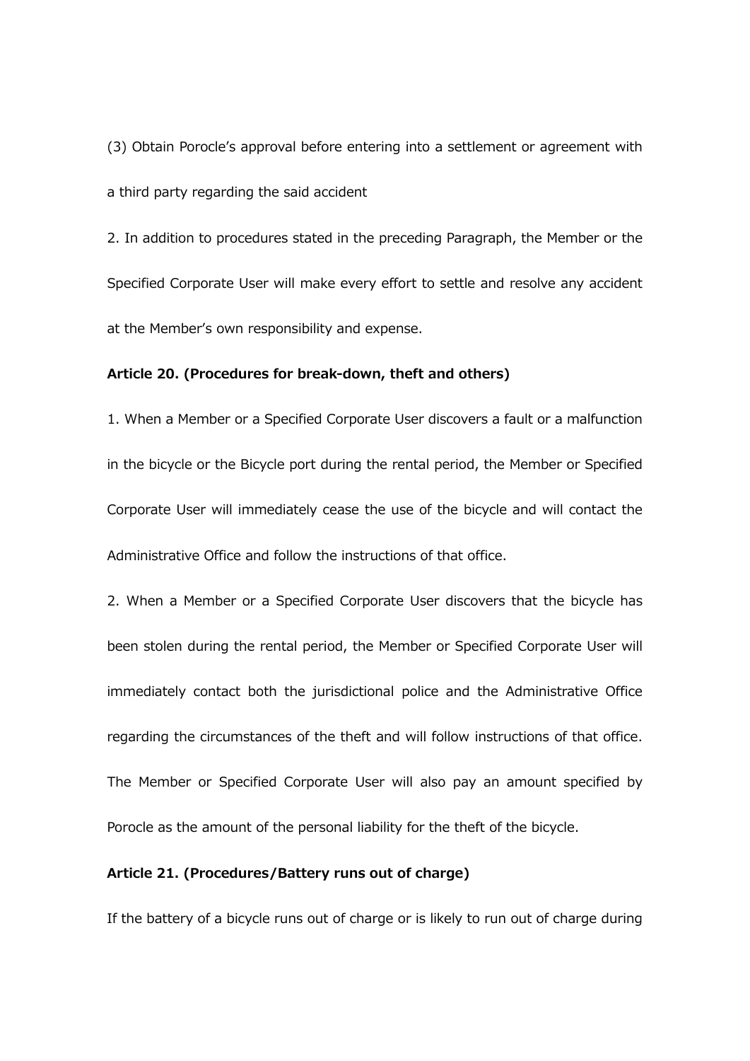(3) Obtain Porocle's approval before entering into a settlement or agreement with a third party regarding the said accident

2. In addition to procedures stated in the preceding Paragraph, the Member or the Specified Corporate User will make every effort to settle and resolve any accident at the Member's own responsibility and expense.

**Article 20. (Procedures for break-down, theft and others)**

1. When a Member or a Specified Corporate User discovers a fault or a malfunction in the bicycle or the Bicycle port during the rental period, the Member or Specified Corporate User will immediately cease the use of the bicycle and will contact the Administrative Office and follow the instructions of that office.

2. When a Member or a Specified Corporate User discovers that the bicycle has been stolen during the rental period, the Member or Specified Corporate User will immediately contact both the jurisdictional police and the Administrative Office regarding the circumstances of the theft and will follow instructions of that office. The Member or Specified Corporate User will also pay an amount specified by Porocle as the amount of the personal liability for the theft of the bicycle.

**Article 21. (Procedures/Battery runs out of charge)**

If the battery of a bicycle runs out of charge or is likely to run out of charge during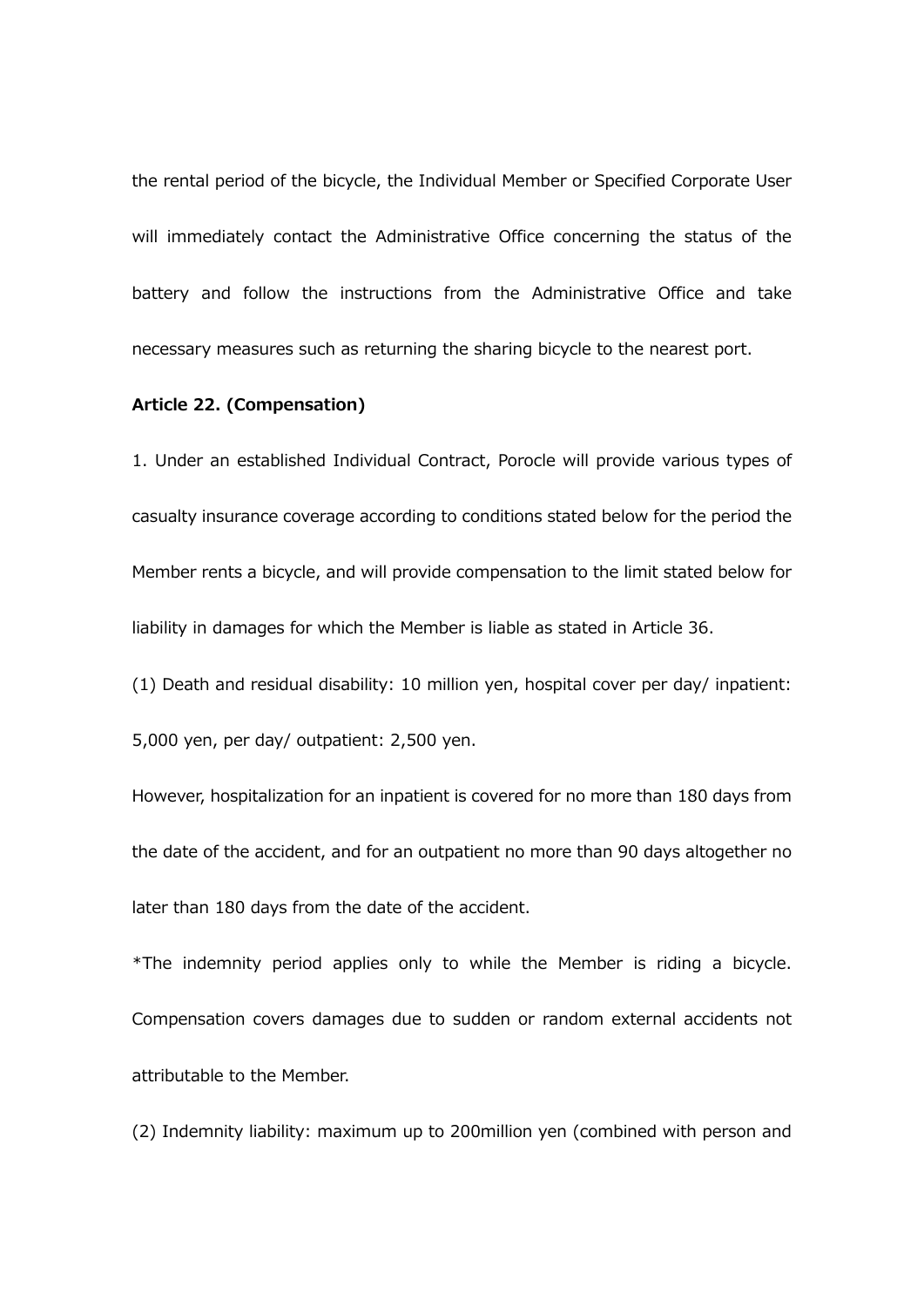the rental period of the bicycle, the Individual Member or Specified Corporate User will immediately contact the Administrative Office concerning the status of the battery and follow the instructions from the Administrative Office and take necessary measures such as returning the sharing bicycle to the nearest port.

**Article 22. (Compensation)**

1. Under an established Individual Contract, Porocle will provide various types of casualty insurance coverage according to conditions stated below for the period the Member rents a bicycle, and will provide compensation to the limit stated below for liability in damages for which the Member is liable as stated in Article 36.

(1) Death and residual disability: 10 million yen, hospital cover per day/ inpatient: 5,000 yen, per day/ outpatient: 2,500 yen.

However, hospitalization for an inpatient is covered for no more than 180 days from the date of the accident, and for an outpatient no more than 90 days altogether no later than 180 days from the date of the accident.

*The indemnity period applies only to while the Member is riding a bicycle. Compensation covers damages due to sudden or random external accidents not attributable to the Member.

(2) Indemnity liability: maximum up to 200million yen (combined with person and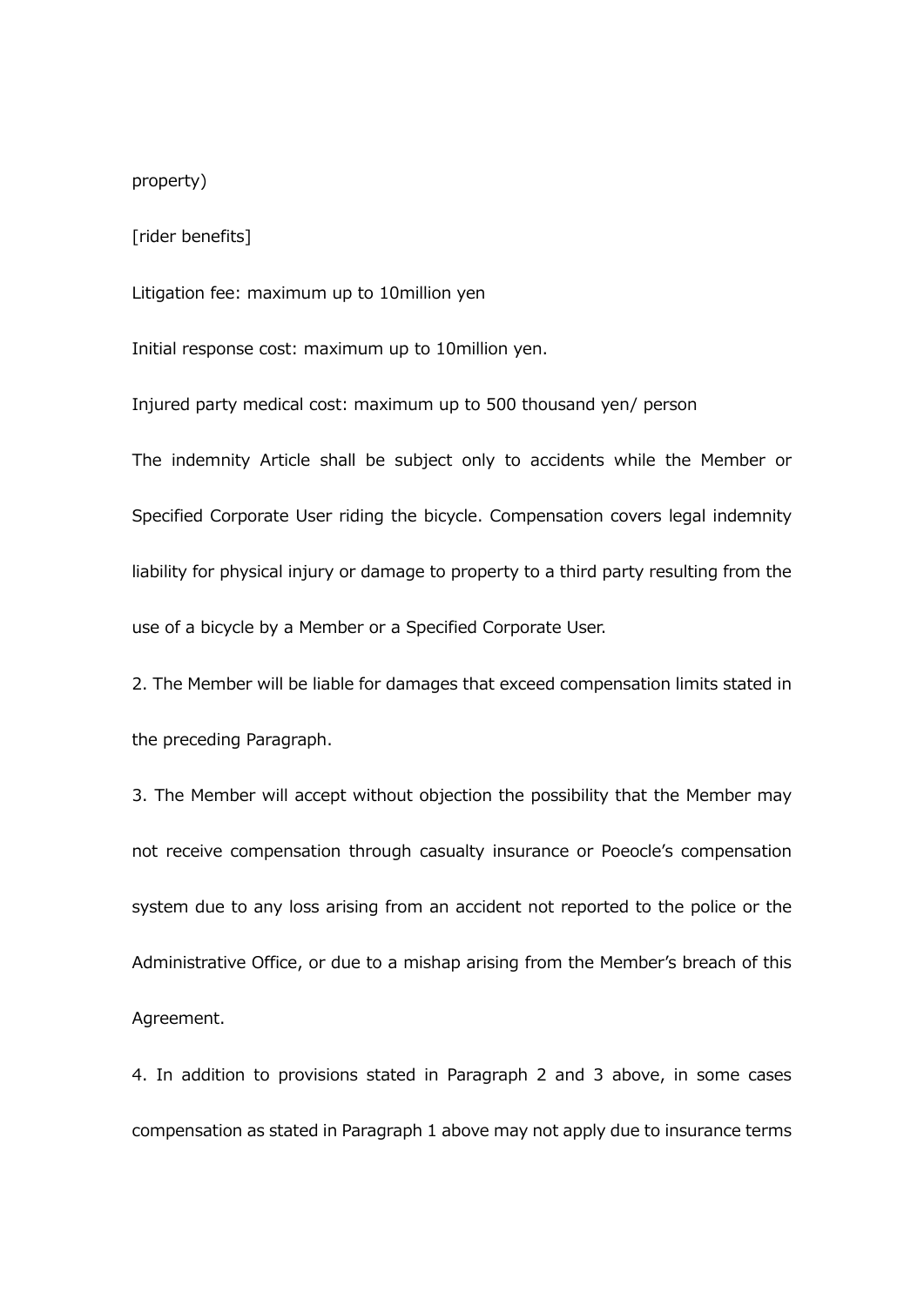property)

[rider benefits]

Litigation fee: maximum up to 10million yen

Initial response cost: maximum up to 10million yen.

Injured party medical cost: maximum up to 500 thousand yen/ person

The indemnity Article shall be subject only to accidents while the Member or Specified Corporate User riding the bicycle. Compensation covers legal indemnity liability for physical injury or damage to property to a third party resulting from the use of a bicycle by a Member or a Specified Corporate User.

2. The Member will be liable for damages that exceed compensation limits stated in the preceding Paragraph.

3. The Member will accept without objection the possibility that the Member may not receive compensation through casualty insurance or Poeocle's compensation system due to any loss arising from an accident not reported to the police or the Administrative Office, or due to a mishap arising from the Member's breach of this Agreement.

4. In addition to provisions stated in Paragraph 2 and 3 above, in some cases compensation as stated in Paragraph 1 above may not apply due to insurance terms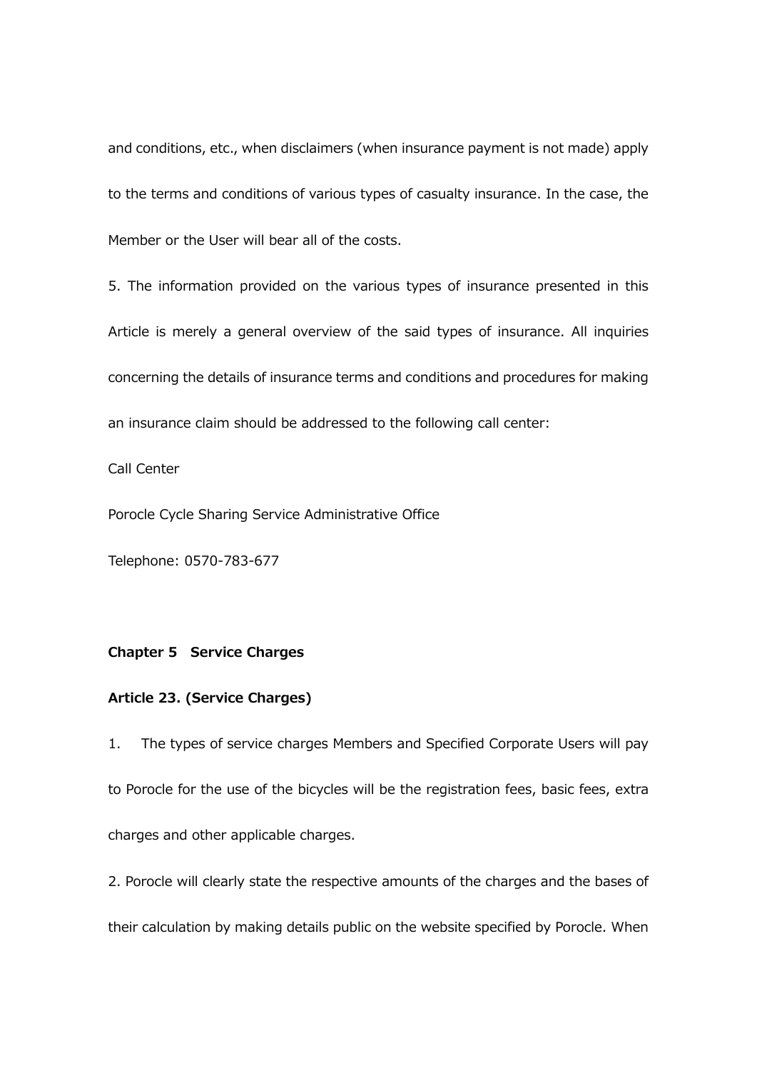and conditions, etc., when disclaimers (when insurance payment is not made) apply to the terms and conditions of various types of casualty insurance. In the case, the Member or the User will bear all of the costs.

5. The information provided on the various types of insurance presented in this Article is merely a general overview of the said types of insurance. All inquiries concerning the details of insurance terms and conditions and procedures for making an insurance claim should be addressed to the following call center:

Call Center

Porocle Cycle Sharing Service Administrative Office

Telephone: 0570-783-677

## Chapter 5 Service Charges

### Article 23. (Service Charges)

1. The types of service charges Members and Specified Corporate Users will pay to Porocle for the use of the bicycles will be the registration fees, basic fees, extra charges and other applicable charges.

2. Porocle will clearly state the respective amounts of the charges and the bases of their calculation by making details public on the website specified by Porocle. When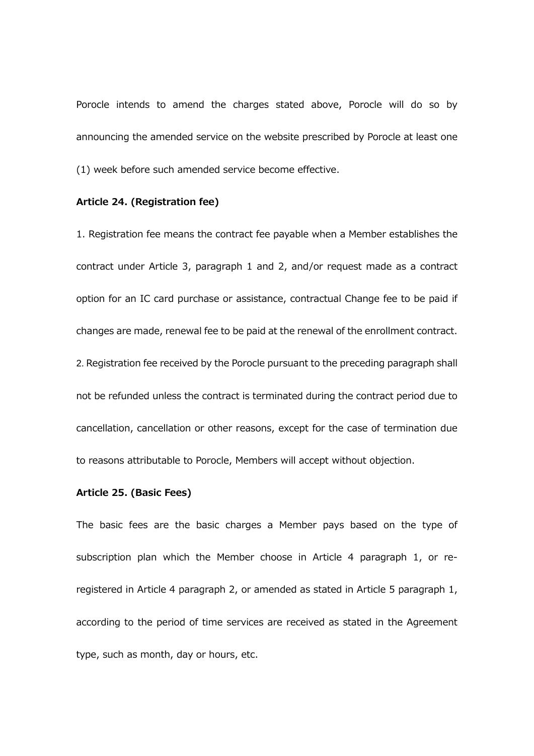Porocle intends to amend the charges stated above, Porocle will do so by announcing the amended service on the website prescribed by Porocle at least one (1) week before such amended service become effective.

**Article 24. (Registration fee)**

1. Registration fee means the contract fee payable when a Member establishes the contract under Article 3, paragraph 1 and 2, and/or request made as a contract option for an IC card purchase or assistance, contractual Change fee to be paid if changes are made, renewal fee to be paid at the renewal of the enrollment contract.

2. Registration fee received by the Porocle pursuant to the preceding paragraph shall not be refunded unless the contract is terminated during the contract period due to cancellation, cancellation or other reasons, except for the case of termination due to reasons attributable to Porocle, Members will accept without objection.

**Article 25. (Basic Fees)**

The basic fees are the basic charges a Member pays based on the type of subscription plan which the Member choose in Article 4 paragraph 1, or re-registered in Article 4 paragraph 2, or amended as stated in Article 5 paragraph 1, according to the period of time services are received as stated in the Agreement type, such as month, day or hours, etc.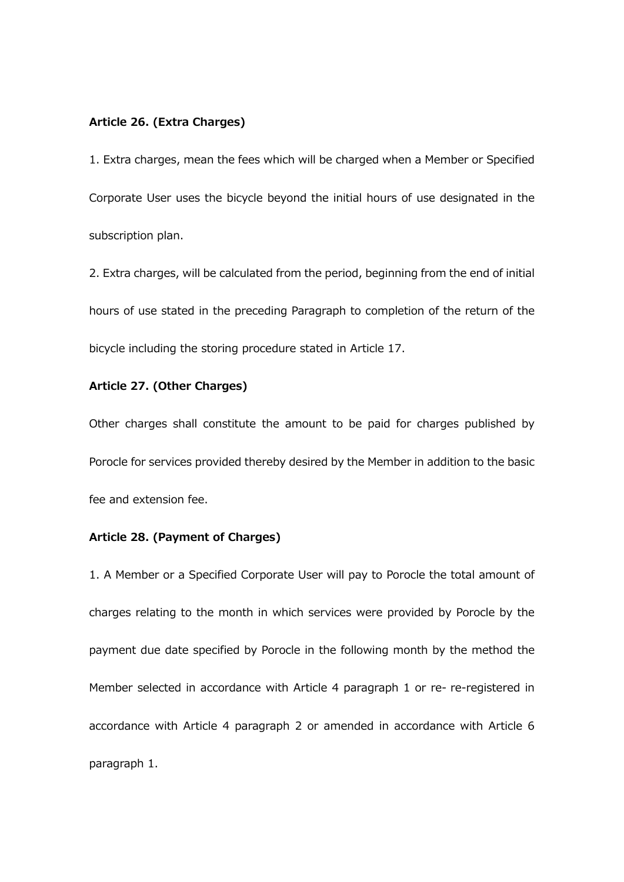**Article 26. (Extra Charges)**

1. Extra charges, mean the fees which will be charged when a Member or Specified Corporate User uses the bicycle beyond the initial hours of use designated in the subscription plan.

2. Extra charges, will be calculated from the period, beginning from the end of initial hours of use stated in the preceding Paragraph to completion of the return of the bicycle including the storing procedure stated in Article 17.

**Article 27. (Other Charges)**

Other charges shall constitute the amount to be paid for charges published by Porocle for services provided thereby desired by the Member in addition to the basic fee and extension fee.

**Article 28. (Payment of Charges)**

1. A Member or a Specified Corporate User will pay to Porocle the total amount of charges relating to the month in which services were provided by Porocle by the payment due date specified by Porocle in the following month by the method the Member selected in accordance with Article 4 paragraph 1 or re- re-registered in accordance with Article 4 paragraph 2 or amended in accordance with Article 6 paragraph 1.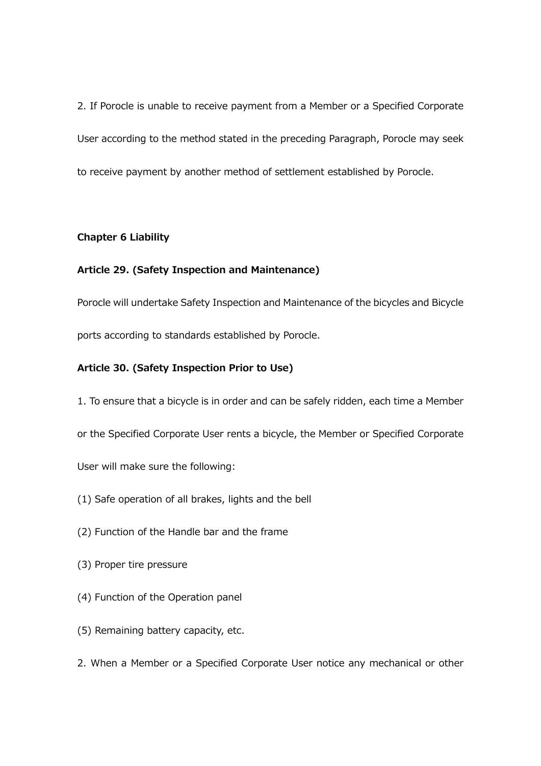2. If Porocle is unable to receive payment from a Member or a Specified Corporate User according to the method stated in the preceding Paragraph, Porocle may seek to receive payment by another method of settlement established by Porocle.

## Chapter 6 Liability

### Article 29. (Safety Inspection and Maintenance)

Porocle will undertake Safety Inspection and Maintenance of the bicycles and Bicycle ports according to standards established by Porocle.

### Article 30. (Safety Inspection Prior to Use)

1. To ensure that a bicycle is in order and can be safely ridden, each time a Member or the Specified Corporate User rents a bicycle, the Member or Specified Corporate User will make sure the following:

(1) Safe operation of all brakes, lights and the bell

(2) Function of the Handle bar and the frame

(3) Proper tire pressure

(4) Function of the Operation panel

(5) Remaining battery capacity, etc.

2. When a Member or a Specified Corporate User notice any mechanical or other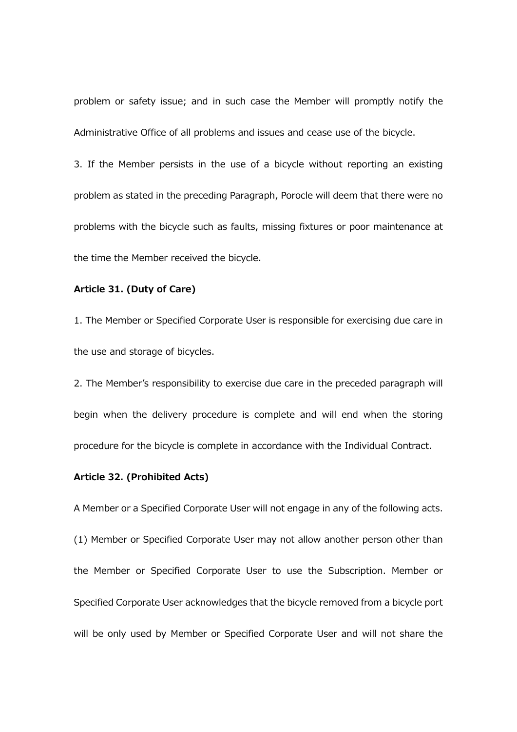problem or safety issue; and in such case the Member will promptly notify the Administrative Office of all problems and issues and cease use of the bicycle.

3. If the Member persists in the use of a bicycle without reporting an existing problem as stated in the preceding Paragraph, Porocle will deem that there were no problems with the bicycle such as faults, missing fixtures or poor maintenance at the time the Member received the bicycle.

**Article 31. (Duty of Care)**

1. The Member or Specified Corporate User is responsible for exercising due care in the use and storage of bicycles.

2. The Member's responsibility to exercise due care in the preceded paragraph will begin when the delivery procedure is complete and will end when the storing procedure for the bicycle is complete in accordance with the Individual Contract.

**Article 32. (Prohibited Acts)**

A Member or a Specified Corporate User will not engage in any of the following acts.

(1) Member or Specified Corporate User may not allow another person other than the Member or Specified Corporate User to use the Subscription. Member or Specified Corporate User acknowledges that the bicycle removed from a bicycle port will be only used by Member or Specified Corporate User and will not share the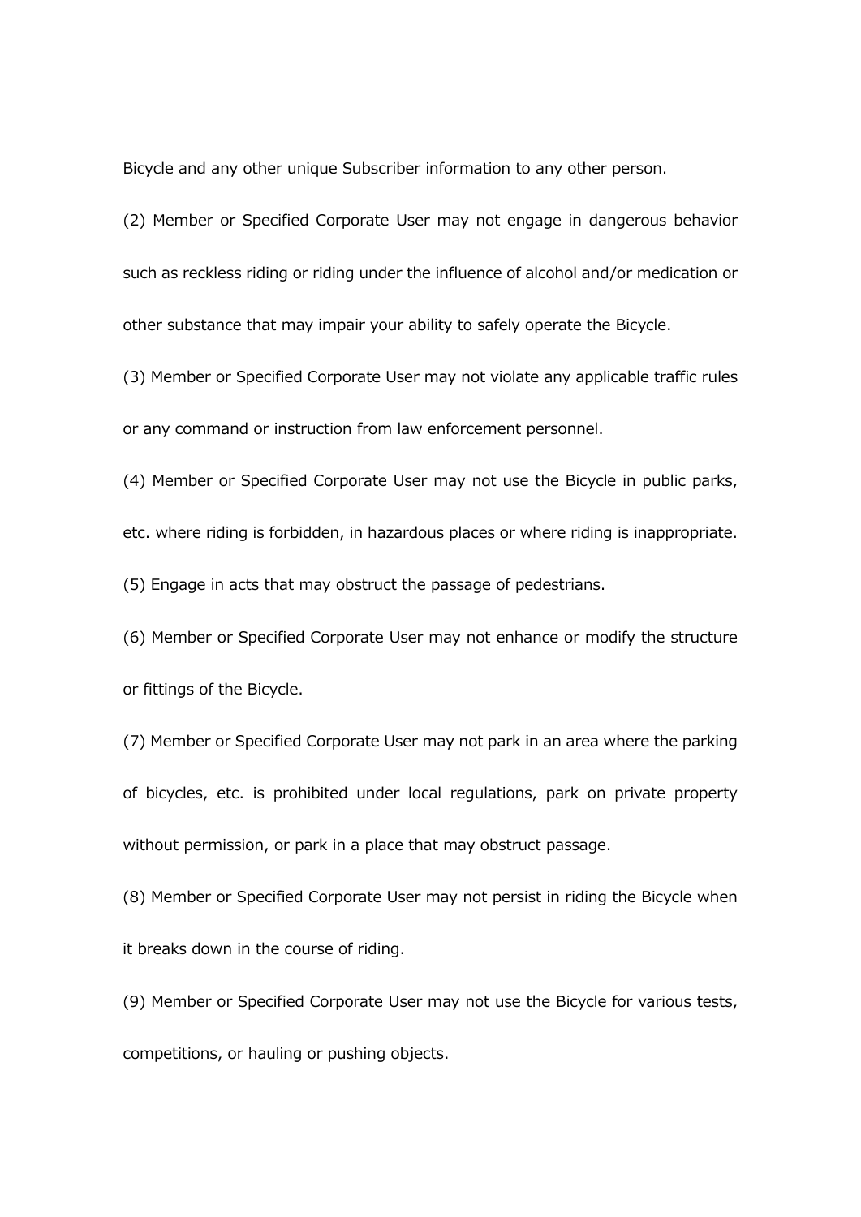Bicycle and any other unique Subscriber information to any other person.

(2) Member or Specified Corporate User may not engage in dangerous behavior such as reckless riding or riding under the influence of alcohol and/or medication or other substance that may impair your ability to safely operate the Bicycle.

(3) Member or Specified Corporate User may not violate any applicable traffic rules or any command or instruction from law enforcement personnel.

(4) Member or Specified Corporate User may not use the Bicycle in public parks, etc. where riding is forbidden, in hazardous places or where riding is inappropriate.

(5) Engage in acts that may obstruct the passage of pedestrians.

(6) Member or Specified Corporate User may not enhance or modify the structure or fittings of the Bicycle.

(7) Member or Specified Corporate User may not park in an area where the parking of bicycles, etc. is prohibited under local regulations, park on private property without permission, or park in a place that may obstruct passage.

(8) Member or Specified Corporate User may not persist in riding the Bicycle when it breaks down in the course of riding.

(9) Member or Specified Corporate User may not use the Bicycle for various tests, competitions, or hauling or pushing objects.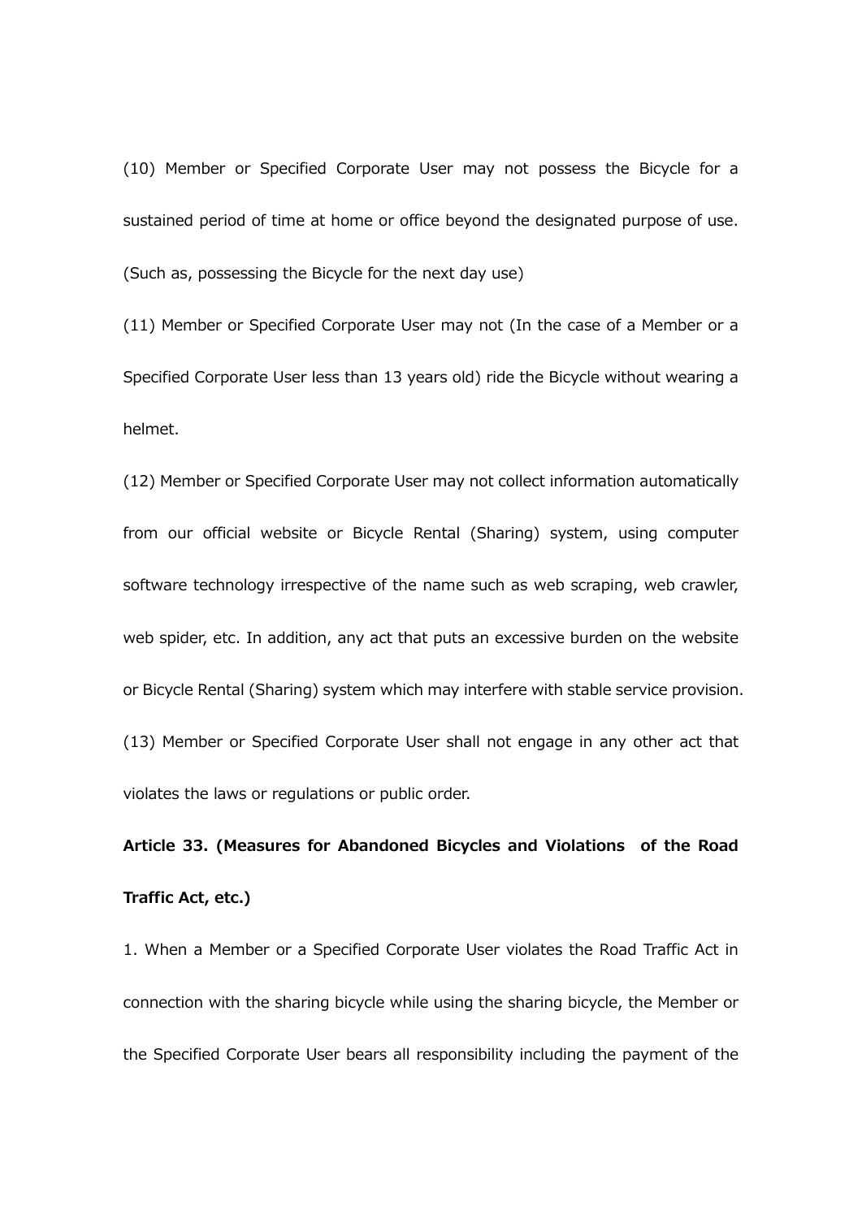(10) Member or Specified Corporate User may not possess the Bicycle for a sustained period of time at home or office beyond the designated purpose of use. (Such as, possessing the Bicycle for the next day use)

(11) Member or Specified Corporate User may not (In the case of a Member or a Specified Corporate User less than 13 years old) ride the Bicycle without wearing a helmet.

(12) Member or Specified Corporate User may not collect information automatically from our official website or Bicycle Rental (Sharing) system, using computer software technology irrespective of the name such as web scraping, web crawler, web spider, etc. In addition, any act that puts an excessive burden on the website or Bicycle Rental (Sharing) system which may interfere with stable service provision.

(13) Member or Specified Corporate User shall not engage in any other act that violates the laws or regulations or public order.

**Article 33. (Measures for Abandoned Bicycles and Violations of the Road Traffic Act, etc.)**

1. When a Member or a Specified Corporate User violates the Road Traffic Act in connection with the sharing bicycle while using the sharing bicycle, the Member or the Specified Corporate User bears all responsibility including the payment of the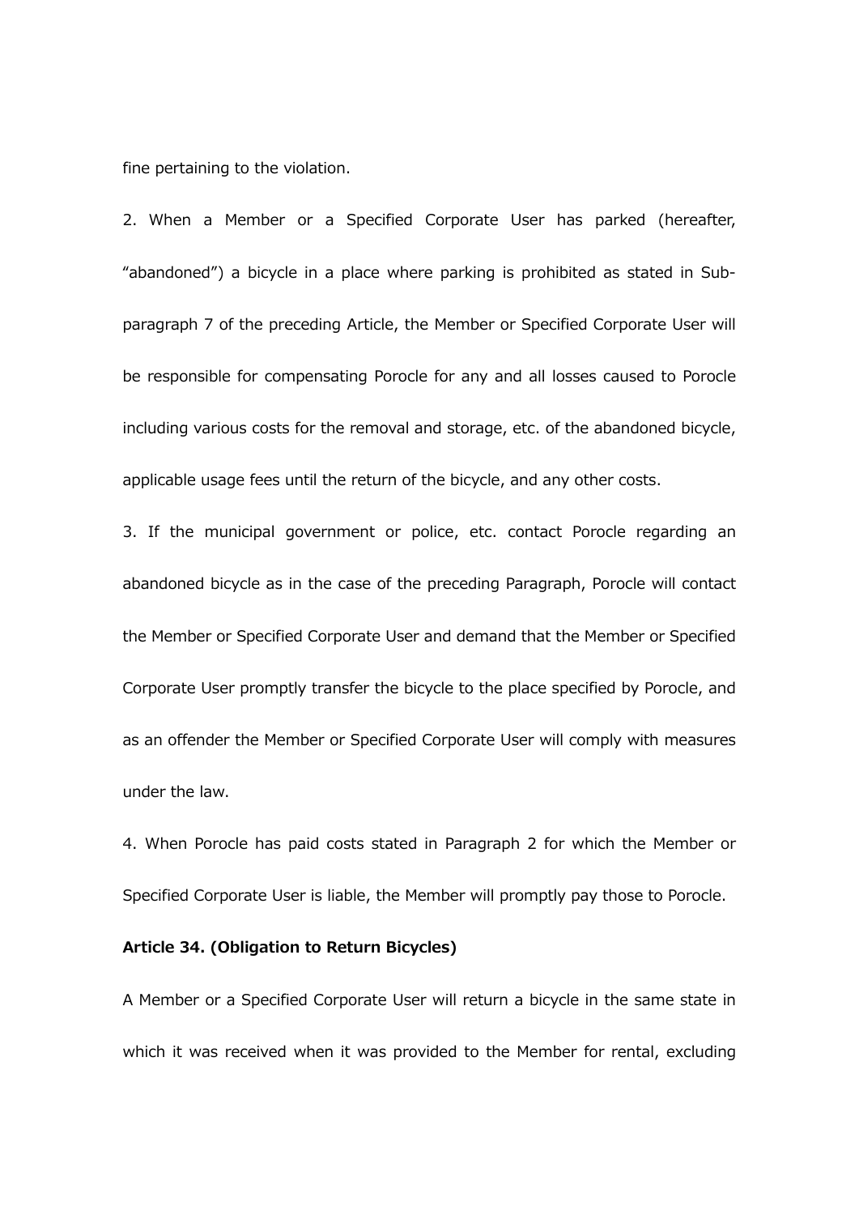fine pertaining to the violation.

2. When a Member or a Specified Corporate User has parked (hereafter, “abandoned”) a bicycle in a place where parking is prohibited as stated in Sub-paragraph 7 of the preceding Article, the Member or Specified Corporate User will be responsible for compensating Porocle for any and all losses caused to Porocle including various costs for the removal and storage, etc. of the abandoned bicycle, applicable usage fees until the return of the bicycle, and any other costs.

3. If the municipal government or police, etc. contact Porocle regarding an abandoned bicycle as in the case of the preceding Paragraph, Porocle will contact the Member or Specified Corporate User and demand that the Member or Specified Corporate User promptly transfer the bicycle to the place specified by Porocle, and as an offender the Member or Specified Corporate User will comply with measures under the law.

4. When Porocle has paid costs stated in Paragraph 2 for which the Member or Specified Corporate User is liable, the Member will promptly pay those to Porocle.

**Article 34. (Obligation to Return Bicycles)**

A Member or a Specified Corporate User will return a bicycle in the same state in which it was received when it was provided to the Member for rental, excluding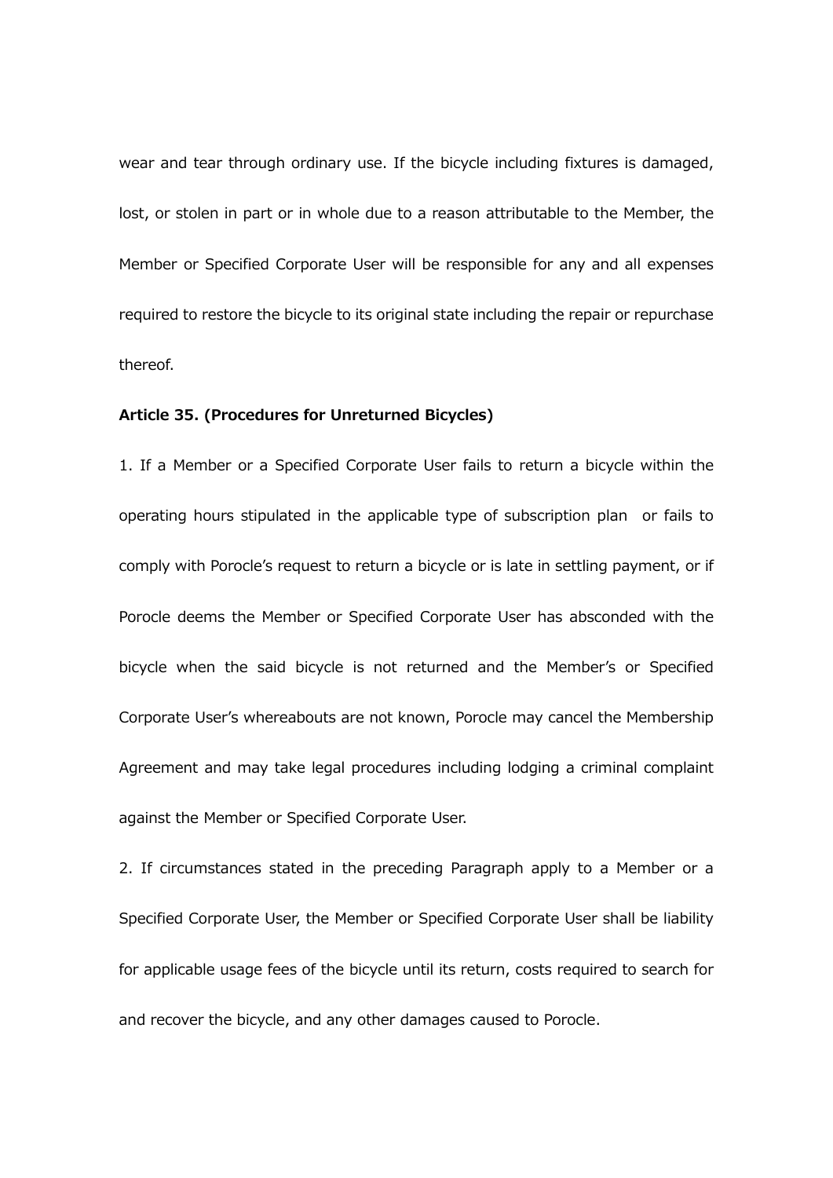wear and tear through ordinary use. If the bicycle including fixtures is damaged, lost, or stolen in part or in whole due to a reason attributable to the Member, the Member or Specified Corporate User will be responsible for any and all expenses required to restore the bicycle to its original state including the repair or repurchase thereof.

**Article 35. (Procedures for Unreturned Bicycles)**

1. If a Member or a Specified Corporate User fails to return a bicycle within the operating hours stipulated in the applicable type of subscription plan or fails to comply with Porocle's request to return a bicycle or is late in settling payment, or if Porocle deems the Member or Specified Corporate User has absconded with the bicycle when the said bicycle is not returned and the Member's or Specified Corporate User's whereabouts are not known, Porocle may cancel the Membership Agreement and may take legal procedures including lodging a criminal complaint against the Member or Specified Corporate User.

2. If circumstances stated in the preceding Paragraph apply to a Member or a Specified Corporate User, the Member or Specified Corporate User shall be liability for applicable usage fees of the bicycle until its return, costs required to search for and recover the bicycle, and any other damages caused to Porocle.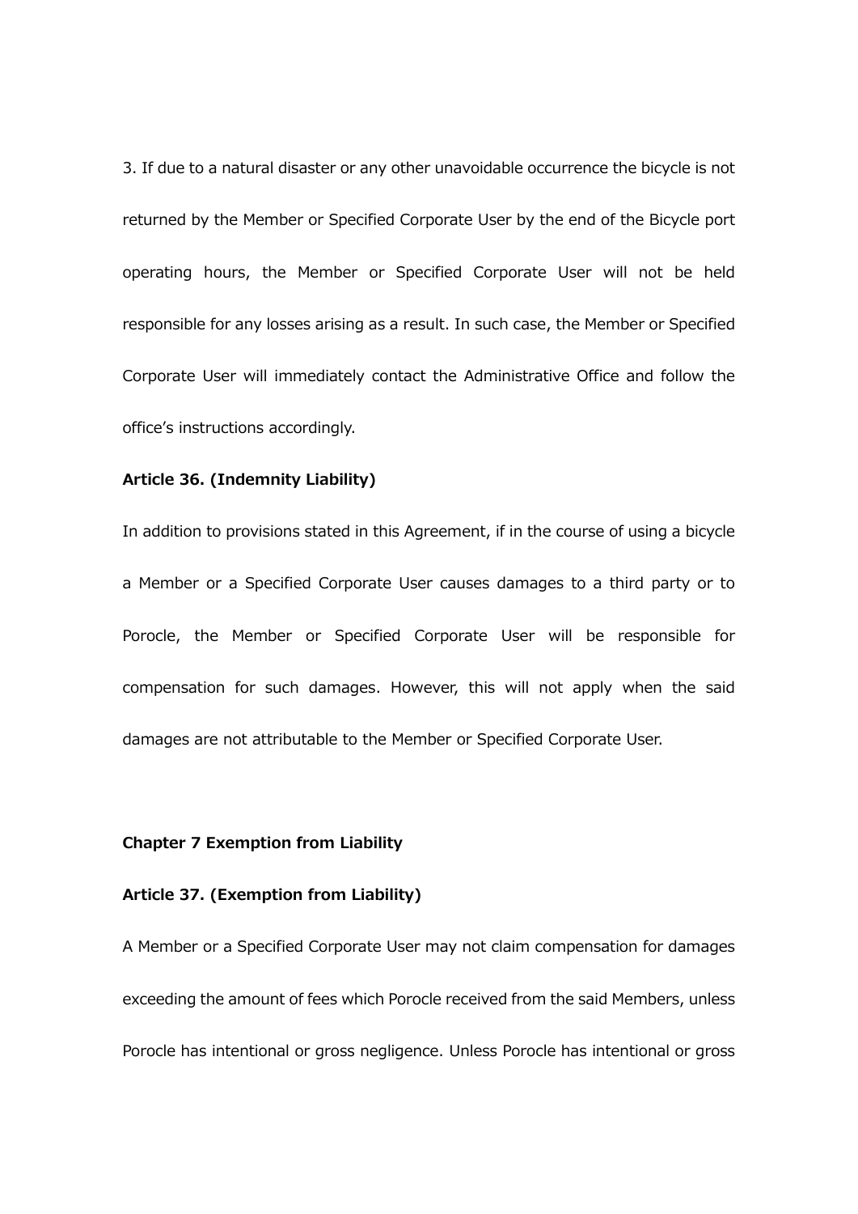3. If due to a natural disaster or any other unavoidable occurrence the bicycle is not returned by the Member or Specified Corporate User by the end of the Bicycle port operating hours, the Member or Specified Corporate User will not be held responsible for any losses arising as a result. In such case, the Member or Specified Corporate User will immediately contact the Administrative Office and follow the office's instructions accordingly.

**Article 36. (Indemnity Liability)**

In addition to provisions stated in this Agreement, if in the course of using a bicycle a Member or a Specified Corporate User causes damages to a third party or to Porocle, the Member or Specified Corporate User will be responsible for compensation for such damages. However, this will not apply when the said damages are not attributable to the Member or Specified Corporate User.

## Chapter 7 Exemption from Liability

**Article 37. (Exemption from Liability)**

A Member or a Specified Corporate User may not claim compensation for damages exceeding the amount of fees which Porocle received from the said Members, unless Porocle has intentional or gross negligence. Unless Porocle has intentional or gross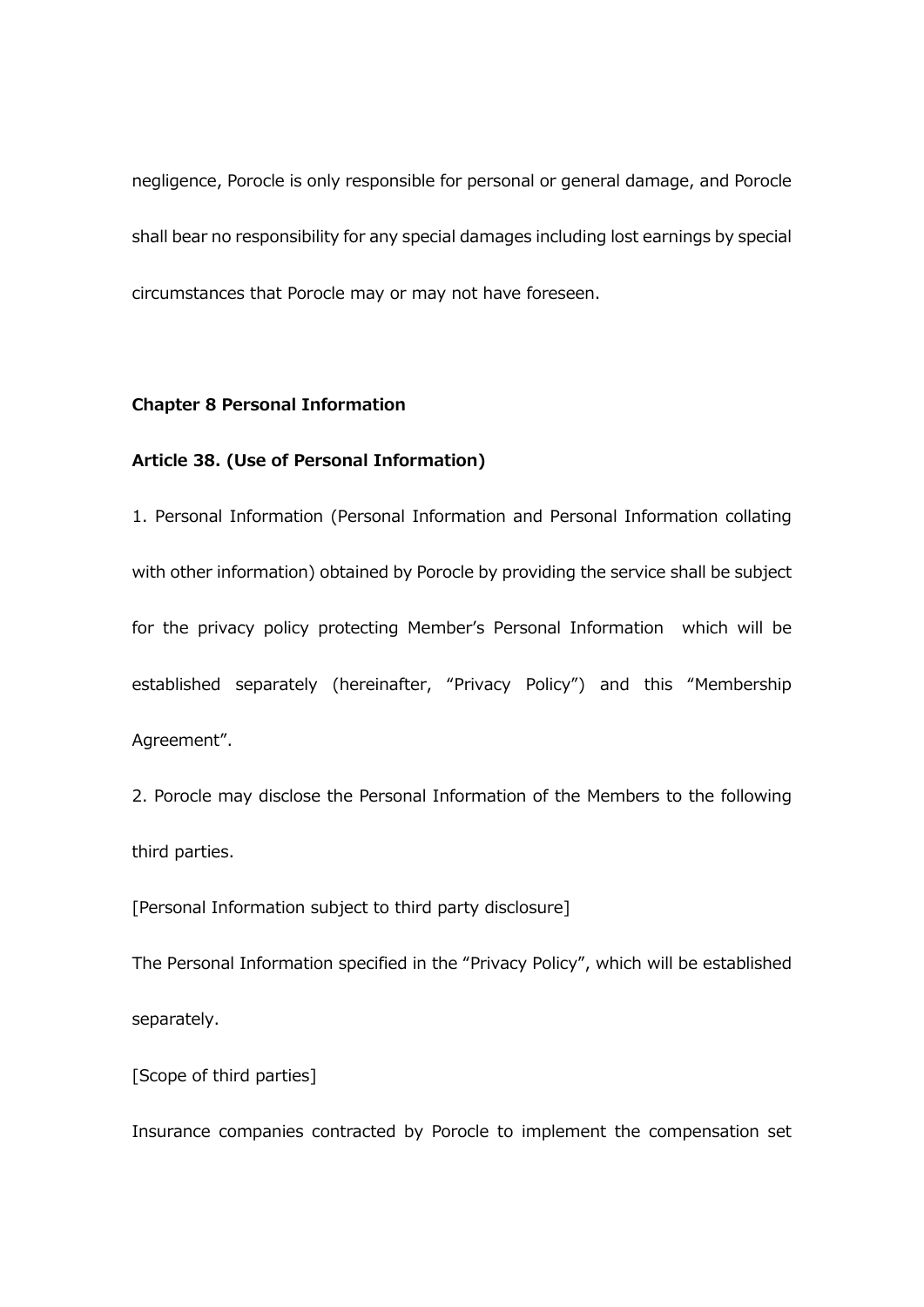negligence, Porocle is only responsible for personal or general damage, and Porocle shall bear no responsibility for any special damages including lost earnings by special circumstances that Porocle may or may not have foreseen.

## Chapter 8 Personal Information

### Article 38. (Use of Personal Information)

1. Personal Information (Personal Information and Personal Information collating with other information) obtained by Porocle by providing the service shall be subject for the privacy policy protecting Member's Personal Information which will be established separately (hereinafter, "Privacy Policy") and this "Membership Agreement".

2. Porocle may disclose the Personal Information of the Members to the following third parties.

[Personal Information subject to third party disclosure]

The Personal Information specified in the "Privacy Policy", which will be established separately.

[Scope of third parties]

Insurance companies contracted by Porocle to implement the compensation set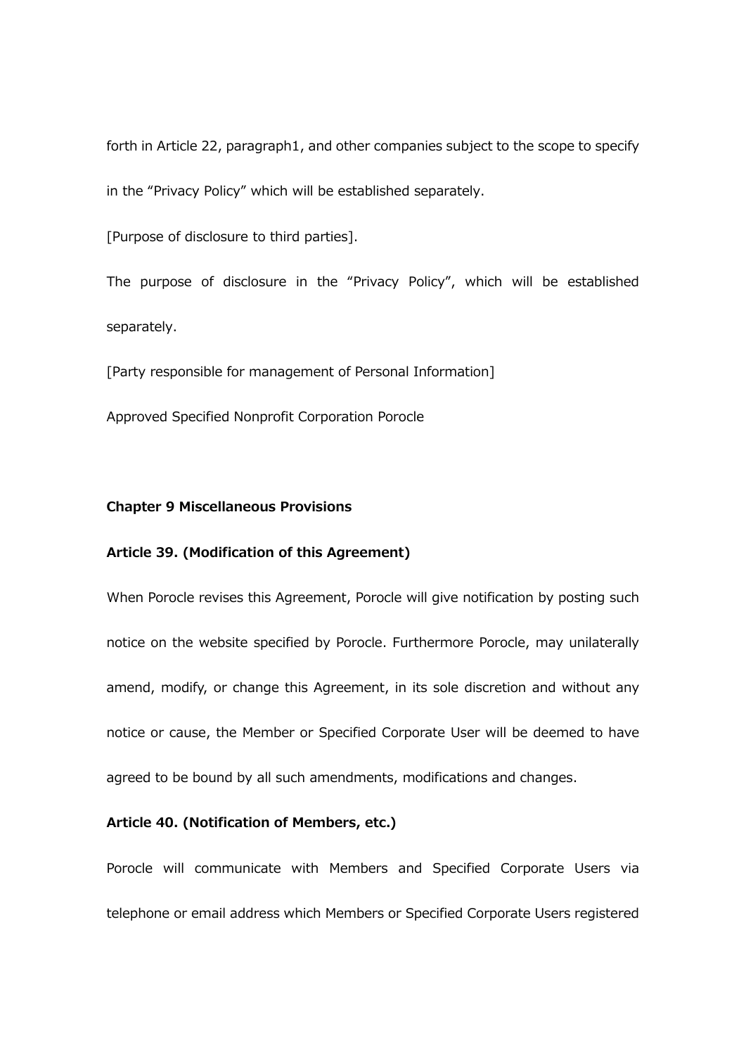forth in Article 22, paragraph1, and other companies subject to the scope to specify in the "Privacy Policy" which will be established separately.

[Purpose of disclosure to third parties].

The purpose of disclosure in the "Privacy Policy", which will be established separately.

[Party responsible for management of Personal Information]

Approved Specified Nonprofit Corporation Porocle

## Chapter 9 Miscellaneous Provisions

### Article 39. (Modification of this Agreement)

When Porocle revises this Agreement, Porocle will give notification by posting such notice on the website specified by Porocle. Furthermore Porocle, may unilaterally amend, modify, or change this Agreement, in its sole discretion and without any notice or cause, the Member or Specified Corporate User will be deemed to have agreed to be bound by all such amendments, modifications and changes.

### Article 40. (Notification of Members, etc.)

Porocle will communicate with Members and Specified Corporate Users via telephone or email address which Members or Specified Corporate Users registered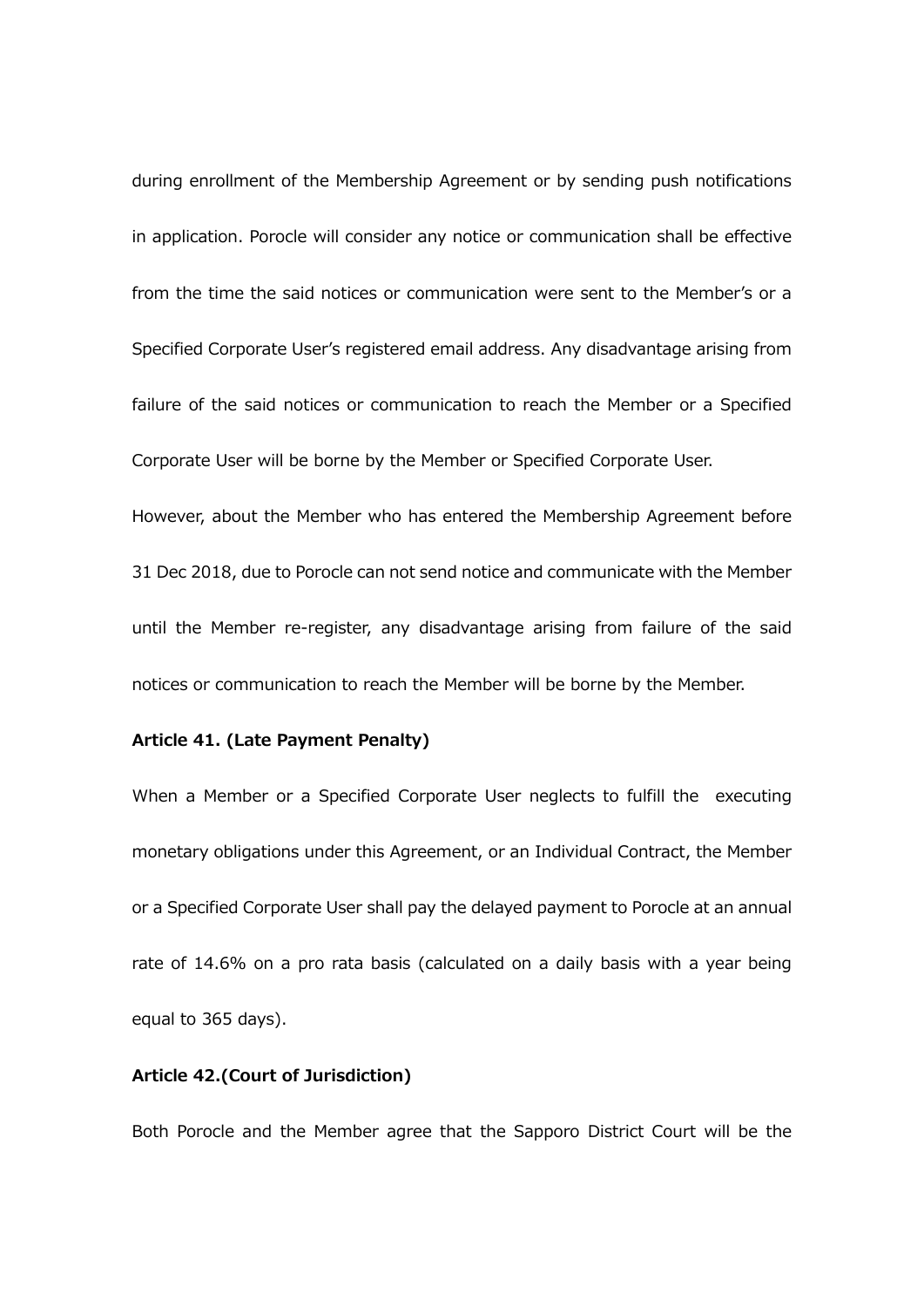during enrollment of the Membership Agreement or by sending push notifications in application. Porocle will consider any notice or communication shall be effective from the time the said notices or communication were sent to the Member's or a Specified Corporate User's registered email address. Any disadvantage arising from failure of the said notices or communication to reach the Member or a Specified Corporate User will be borne by the Member or Specified Corporate User.

However, about the Member who has entered the Membership Agreement before 31 Dec 2018, due to Porocle can not send notice and communicate with the Member until the Member re-register, any disadvantage arising from failure of the said notices or communication to reach the Member will be borne by the Member.

**Article 41. (Late Payment Penalty)**

When a Member or a Specified Corporate User neglects to fulfill the executing monetary obligations under this Agreement, or an Individual Contract, the Member or a Specified Corporate User shall pay the delayed payment to Porocle at an annual rate of 14.6% on a pro rata basis (calculated on a daily basis with a year being equal to 365 days).

**Article 42.(Court of Jurisdiction)**

Both Porocle and the Member agree that the Sapporo District Court will be the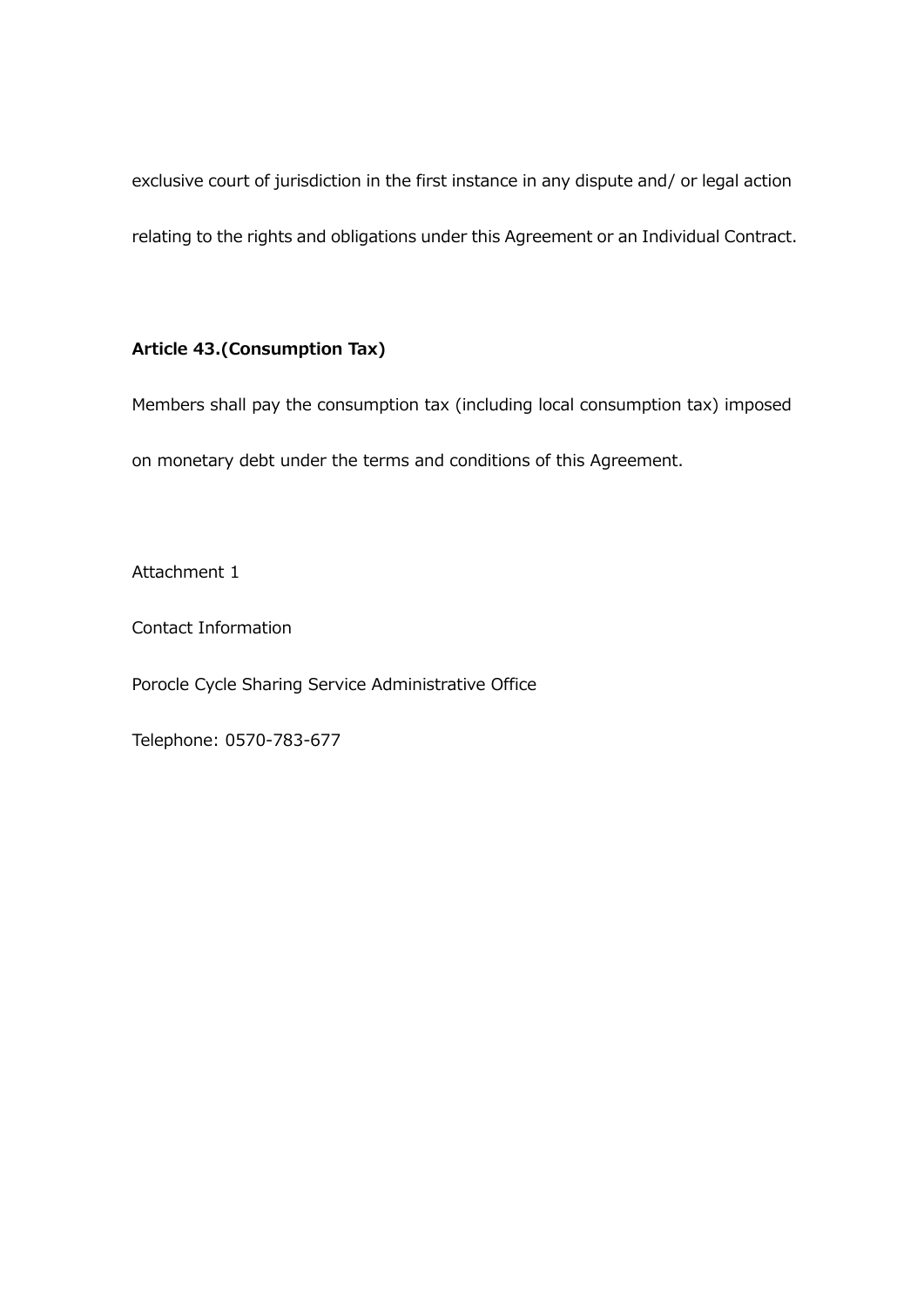exclusive court of jurisdiction in the first instance in any dispute and/ or legal action relating to the rights and obligations under this Agreement or an Individual Contract.

**Article 43.(Consumption Tax)**

Members shall pay the consumption tax (including local consumption tax) imposed on monetary debt under the terms and conditions of this Agreement.

Attachment 1

Contact Information

Porocle Cycle Sharing Service Administrative Office

Telephone: 0570-783-677